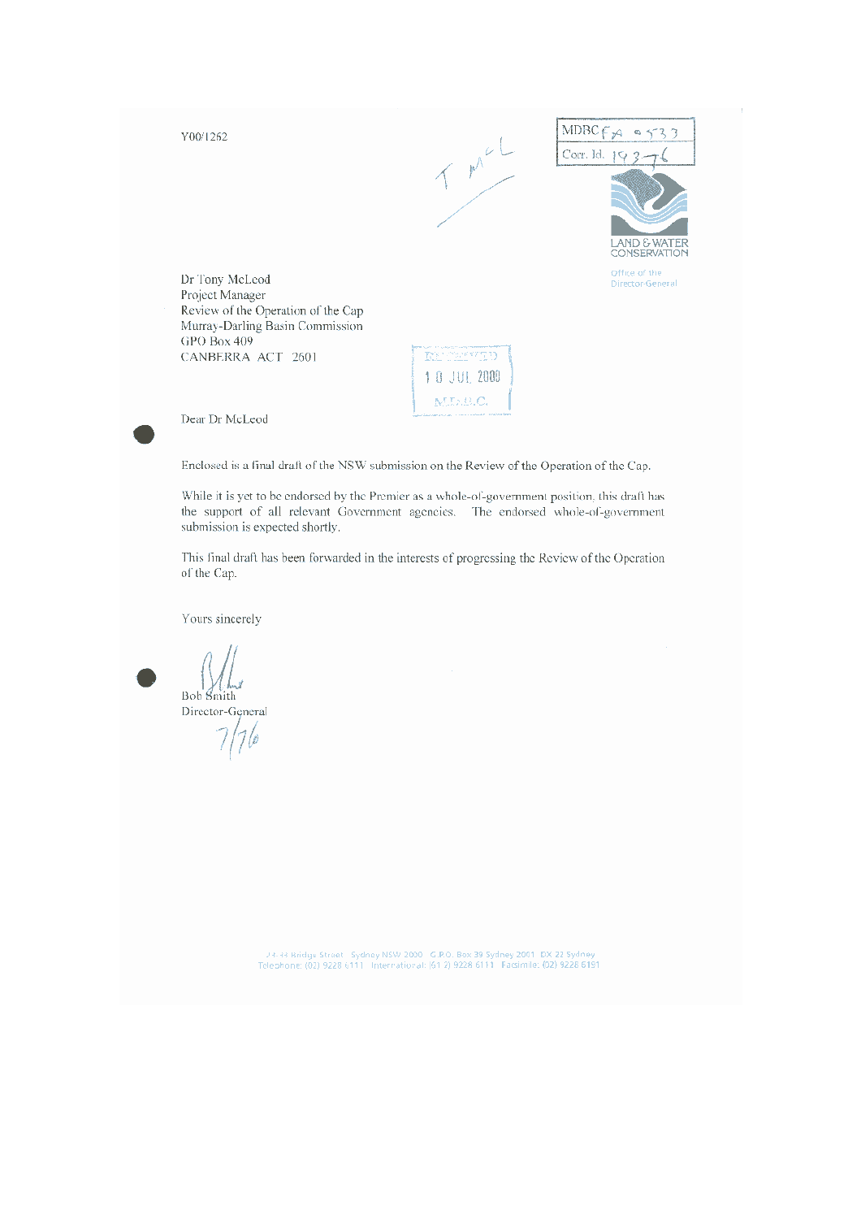Y00/1262

T McL

MDBC FA 0533
Corr. Id. 19376

LAND & WATER CONSERVATION

Office of the Director-General

Dr Tony McLeod
Project Manager
Review of the Operation of the Cap
Murray-Darling Basin Commission
GPO Box 409
CANBERRA ACT 2601

RECEIVED
10 JUL 2000
M.D.B.C.

Dear Dr McLeod

Enclosed is a final draft of the NSW submission on the Review of the Operation of the Cap.

While it is yet to be endorsed by the Premier as a whole-of-government position, this draft has the support of all relevant Government agencies. The endorsed whole-of-government submission is expected shortly.

This final draft has been forwarded in the interests of progressing the Review of the Operation of the Cap.

Yours sincerely

Bob Smith
Director-General
7/7/00

23-33 Bridge Street Sydney NSW 2000 G.P.O. Box 39 Sydney 2001 DX 22 Sydney
Telephone: (02) 9228 6111 International: (61 2) 9228 6111 Facsimile: (02) 9228 6191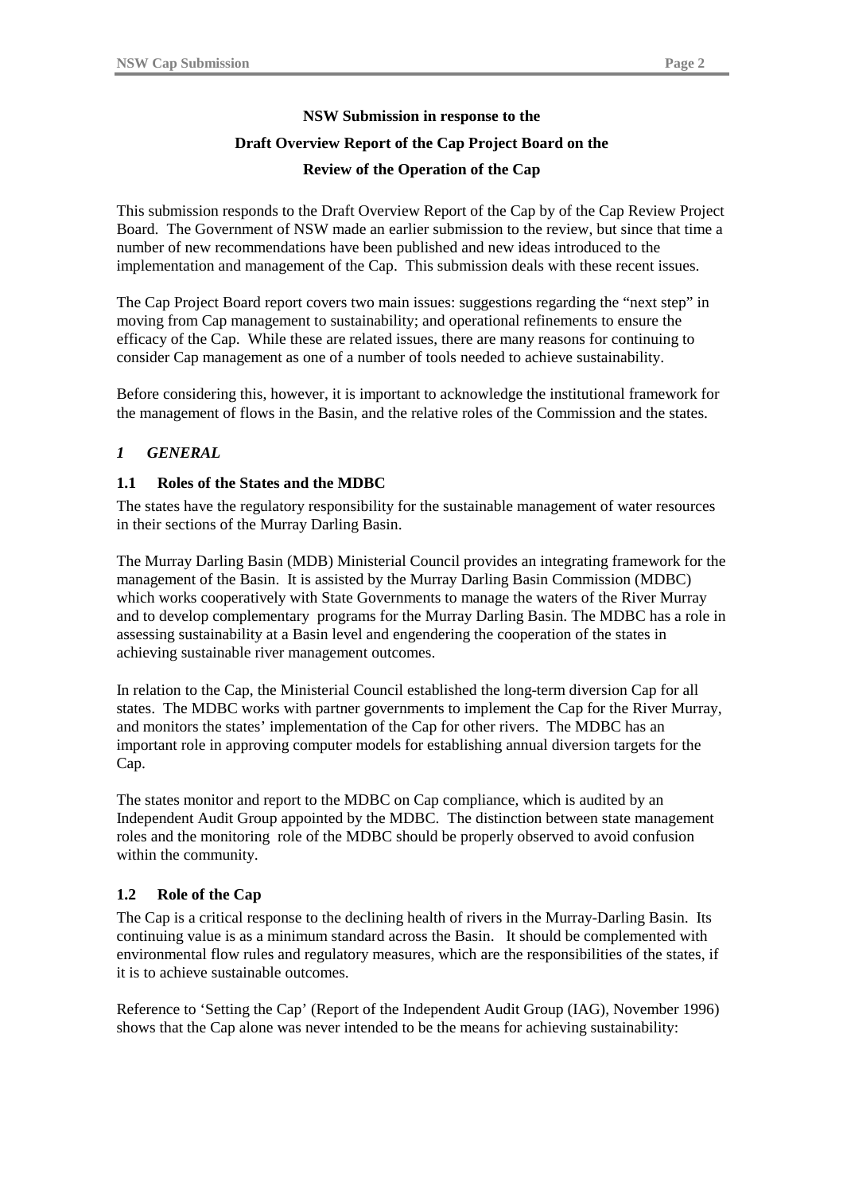**NSW Submission in response to the**

**Draft Overview Report of the Cap Project Board on the**

**Review of the Operation of the Cap**

This submission responds to the Draft Overview Report of the Cap by of the Cap Review Project Board. The Government of NSW made an earlier submission to the review, but since that time a number of new recommendations have been published and new ideas introduced to the implementation and management of the Cap. This submission deals with these recent issues.

The Cap Project Board report covers two main issues: suggestions regarding the "next step" in moving from Cap management to sustainability; and operational refinements to ensure the efficacy of the Cap. While these are related issues, there are many reasons for continuing to consider Cap management as one of a number of tools needed to achieve sustainability.

Before considering this, however, it is important to acknowledge the institutional framework for the management of flows in the Basin, and the relative roles of the Commission and the states.

## *1 GENERAL*

### 1.1 Roles of the States and the MDBC

The states have the regulatory responsibility for the sustainable management of water resources in their sections of the Murray Darling Basin.

The Murray Darling Basin (MDB) Ministerial Council provides an integrating framework for the management of the Basin. It is assisted by the Murray Darling Basin Commission (MDBC) which works cooperatively with State Governments to manage the waters of the River Murray and to develop complementary programs for the Murray Darling Basin. The MDBC has a role in assessing sustainability at a Basin level and engendering the cooperation of the states in achieving sustainable river management outcomes.

In relation to the Cap, the Ministerial Council established the long-term diversion Cap for all states. The MDBC works with partner governments to implement the Cap for the River Murray, and monitors the states' implementation of the Cap for other rivers. The MDBC has an important role in approving computer models for establishing annual diversion targets for the Cap.

The states monitor and report to the MDBC on Cap compliance, which is audited by an Independent Audit Group appointed by the MDBC. The distinction between state management roles and the monitoring role of the MDBC should be properly observed to avoid confusion within the community.

### 1.2 Role of the Cap

The Cap is a critical response to the declining health of rivers in the Murray-Darling Basin. Its continuing value is as a minimum standard across the Basin. It should be complemented with environmental flow rules and regulatory measures, which are the responsibilities of the states, if it is to achieve sustainable outcomes.

Reference to 'Setting the Cap' (Report of the Independent Audit Group (IAG), November 1996) shows that the Cap alone was never intended to be the means for achieving sustainability: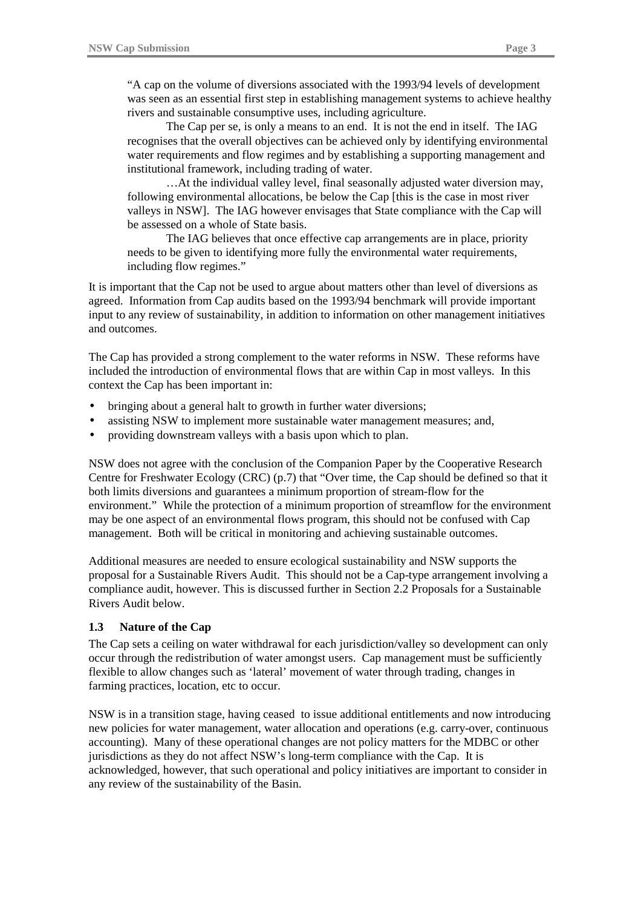> "A cap on the volume of diversions associated with the 1993/94 levels of development was seen as an essential first step in establishing management systems to achieve healthy rivers and sustainable consumptive uses, including agriculture.
>
> The Cap per se, is only a means to an end. It is not the end in itself. The IAG recognises that the overall objectives can be achieved only by identifying environmental water requirements and flow regimes and by establishing a supporting management and institutional framework, including trading of water.
>
> …At the individual valley level, final seasonally adjusted water diversion may, following environmental allocations, be below the Cap [this is the case in most river valleys in NSW]. The IAG however envisages that State compliance with the Cap will be assessed on a whole of State basis.
>
> The IAG believes that once effective cap arrangements are in place, priority needs to be given to identifying more fully the environmental water requirements, including flow regimes."

It is important that the Cap not be used to argue about matters other than level of diversions as agreed. Information from Cap audits based on the 1993/94 benchmark will provide important input to any review of sustainability, in addition to information on other management initiatives and outcomes.

The Cap has provided a strong complement to the water reforms in NSW. These reforms have included the introduction of environmental flows that are within Cap in most valleys. In this context the Cap has been important in:

- bringing about a general halt to growth in further water diversions;
- assisting NSW to implement more sustainable water management measures; and,
- providing downstream valleys with a basis upon which to plan.

NSW does not agree with the conclusion of the Companion Paper by the Cooperative Research Centre for Freshwater Ecology (CRC) (p.7) that "Over time, the Cap should be defined so that it both limits diversions and guarantees a minimum proportion of stream-flow for the environment." While the protection of a minimum proportion of streamflow for the environment may be one aspect of an environmental flows program, this should not be confused with Cap management. Both will be critical in monitoring and achieving sustainable outcomes.

Additional measures are needed to ensure ecological sustainability and NSW supports the proposal for a Sustainable Rivers Audit. This should not be a Cap-type arrangement involving a compliance audit, however. This is discussed further in Section 2.2 Proposals for a Sustainable Rivers Audit below.

### 1.3 Nature of the Cap

The Cap sets a ceiling on water withdrawal for each jurisdiction/valley so development can only occur through the redistribution of water amongst users. Cap management must be sufficiently flexible to allow changes such as 'lateral' movement of water through trading, changes in farming practices, location, etc to occur.

NSW is in a transition stage, having ceased to issue additional entitlements and now introducing new policies for water management, water allocation and operations (e.g. carry-over, continuous accounting). Many of these operational changes are not policy matters for the MDBC or other jurisdictions as they do not affect NSW's long-term compliance with the Cap. It is acknowledged, however, that such operational and policy initiatives are important to consider in any review of the sustainability of the Basin.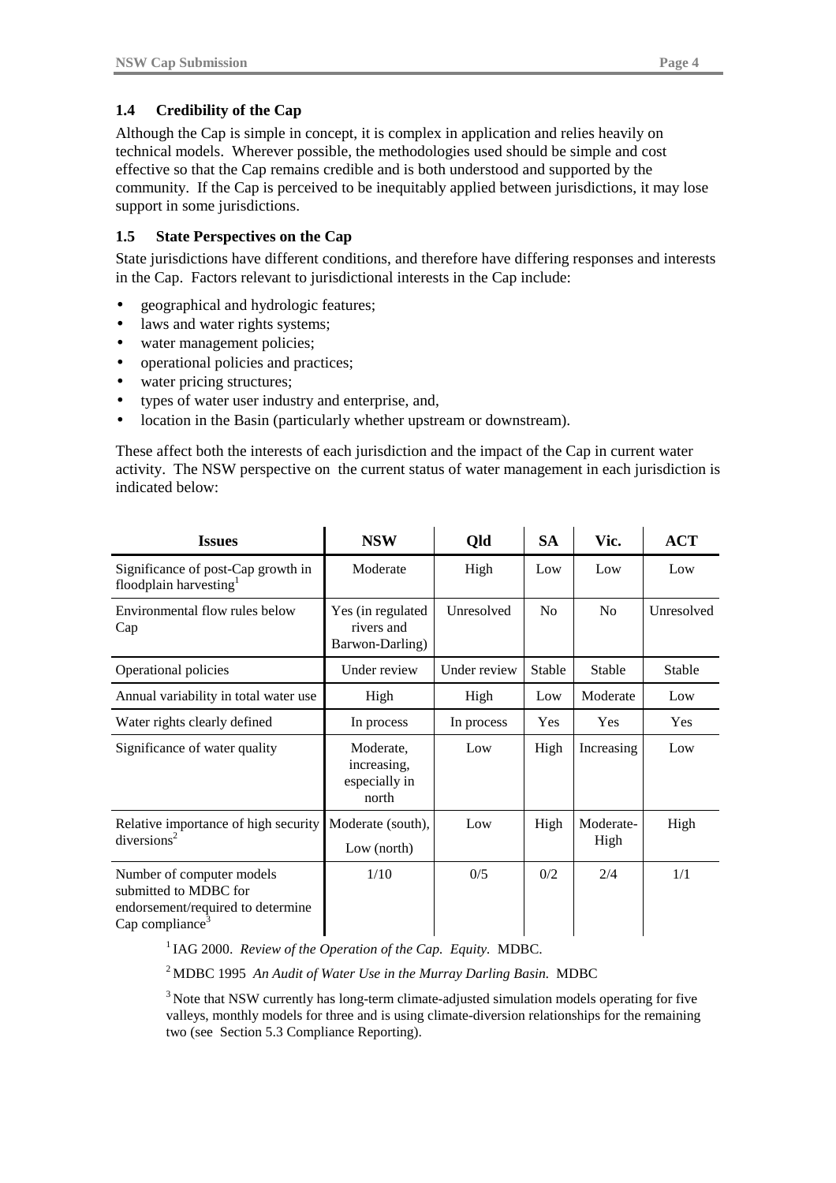### 1.4 Credibility of the Cap

Although the Cap is simple in concept, it is complex in application and relies heavily on technical models. Wherever possible, the methodologies used should be simple and cost effective so that the Cap remains credible and is both understood and supported by the community. If the Cap is perceived to be inequitably applied between jurisdictions, it may lose support in some jurisdictions.

### 1.5 State Perspectives on the Cap

State jurisdictions have different conditions, and therefore have differing responses and interests in the Cap. Factors relevant to jurisdictional interests in the Cap include:

- geographical and hydrologic features;
- laws and water rights systems;
- water management policies;
- operational policies and practices;
- water pricing structures;
- types of water user industry and enterprise, and,
- location in the Basin (particularly whether upstream or downstream).

These affect both the interests of each jurisdiction and the impact of the Cap in current water activity. The NSW perspective on the current status of water management in each jurisdiction is indicated below:

| Issues | NSW | Qld | SA | Vic. | ACT |
|---|---|---|---|---|---|
| Significance of post-Cap growth in floodplain harvesting[1] | Moderate | High | Low | Low | Low |
| Environmental flow rules below Cap | Yes (in regulated rivers and Barwon-Darling) | Unresolved | No | No | Unresolved |
| Operational policies | Under review | Under review | Stable | Stable | Stable |
| Annual variability in total water use | High | High | Low | Moderate | Low |
| Water rights clearly defined | In process | In process | Yes | Yes | Yes |
| Significance of water quality | Moderate, increasing, especially in north | Low | High | Increasing | Low |
| Relative importance of high security diversions[2] | Moderate (south), Low (north) | Low | High | Moderate-High | High |
| Number of computer models submitted to MDBC for endorsement/required to determine Cap compliance[3] | 1/10 | 0/5 | 0/2 | 2/4 | 1/1 |

[1] IAG 2000. *Review of the Operation of the Cap. Equity.* MDBC.

[2] MDBC 1995 *An Audit of Water Use in the Murray Darling Basin.* MDBC

[3] Note that NSW currently has long-term climate-adjusted simulation models operating for five valleys, monthly models for three and is using climate-diversion relationships for the remaining two (see Section 5.3 Compliance Reporting).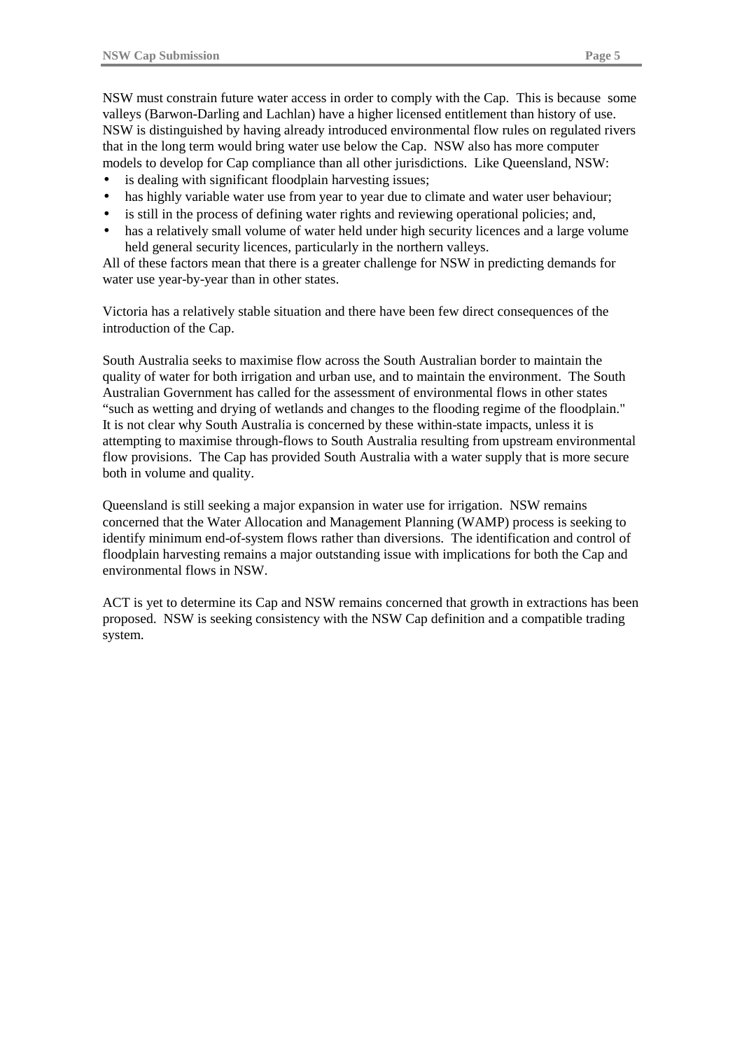NSW must constrain future water access in order to comply with the Cap. This is because some valleys (Barwon-Darling and Lachlan) have a higher licensed entitlement than history of use. NSW is distinguished by having already introduced environmental flow rules on regulated rivers that in the long term would bring water use below the Cap. NSW also has more computer models to develop for Cap compliance than all other jurisdictions. Like Queensland, NSW:

- is dealing with significant floodplain harvesting issues;
- has highly variable water use from year to year due to climate and water user behaviour;
- is still in the process of defining water rights and reviewing operational policies; and,
- has a relatively small volume of water held under high security licences and a large volume held general security licences, particularly in the northern valleys.

All of these factors mean that there is a greater challenge for NSW in predicting demands for water use year-by-year than in other states.

Victoria has a relatively stable situation and there have been few direct consequences of the introduction of the Cap.

South Australia seeks to maximise flow across the South Australian border to maintain the quality of water for both irrigation and urban use, and to maintain the environment. The South Australian Government has called for the assessment of environmental flows in other states "such as wetting and drying of wetlands and changes to the flooding regime of the floodplain." It is not clear why South Australia is concerned by these within-state impacts, unless it is attempting to maximise through-flows to South Australia resulting from upstream environmental flow provisions. The Cap has provided South Australia with a water supply that is more secure both in volume and quality.

Queensland is still seeking a major expansion in water use for irrigation. NSW remains concerned that the Water Allocation and Management Planning (WAMP) process is seeking to identify minimum end-of-system flows rather than diversions. The identification and control of floodplain harvesting remains a major outstanding issue with implications for both the Cap and environmental flows in NSW.

ACT is yet to determine its Cap and NSW remains concerned that growth in extractions has been proposed. NSW is seeking consistency with the NSW Cap definition and a compatible trading system.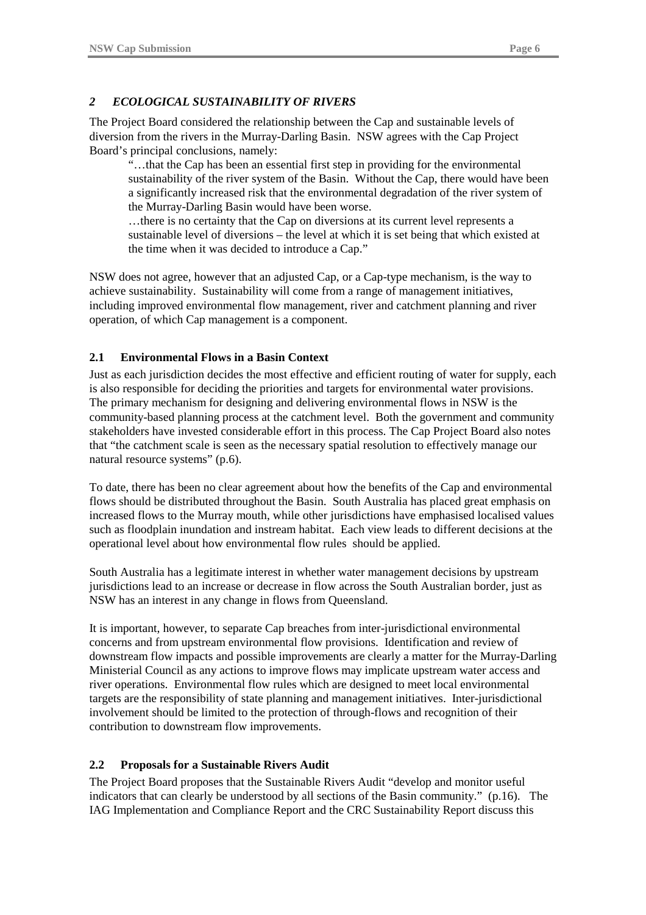## *2 ECOLOGICAL SUSTAINABILITY OF RIVERS*

The Project Board considered the relationship between the Cap and sustainable levels of diversion from the rivers in the Murray-Darling Basin. NSW agrees with the Cap Project Board's principal conclusions, namely:

> "…that the Cap has been an essential first step in providing for the environmental sustainability of the river system of the Basin. Without the Cap, there would have been a significantly increased risk that the environmental degradation of the river system of the Murray-Darling Basin would have been worse.
>
> …there is no certainty that the Cap on diversions at its current level represents a sustainable level of diversions – the level at which it is set being that which existed at the time when it was decided to introduce a Cap."

NSW does not agree, however that an adjusted Cap, or a Cap-type mechanism, is the way to achieve sustainability. Sustainability will come from a range of management initiatives, including improved environmental flow management, river and catchment planning and river operation, of which Cap management is a component.

### 2.1 Environmental Flows in a Basin Context

Just as each jurisdiction decides the most effective and efficient routing of water for supply, each is also responsible for deciding the priorities and targets for environmental water provisions. The primary mechanism for designing and delivering environmental flows in NSW is the community-based planning process at the catchment level. Both the government and community stakeholders have invested considerable effort in this process. The Cap Project Board also notes that "the catchment scale is seen as the necessary spatial resolution to effectively manage our natural resource systems" (p.6).

To date, there has been no clear agreement about how the benefits of the Cap and environmental flows should be distributed throughout the Basin. South Australia has placed great emphasis on increased flows to the Murray mouth, while other jurisdictions have emphasised localised values such as floodplain inundation and instream habitat. Each view leads to different decisions at the operational level about how environmental flow rules should be applied.

South Australia has a legitimate interest in whether water management decisions by upstream jurisdictions lead to an increase or decrease in flow across the South Australian border, just as NSW has an interest in any change in flows from Queensland.

It is important, however, to separate Cap breaches from inter-jurisdictional environmental concerns and from upstream environmental flow provisions. Identification and review of downstream flow impacts and possible improvements are clearly a matter for the Murray-Darling Ministerial Council as any actions to improve flows may implicate upstream water access and river operations. Environmental flow rules which are designed to meet local environmental targets are the responsibility of state planning and management initiatives. Inter-jurisdictional involvement should be limited to the protection of through-flows and recognition of their contribution to downstream flow improvements.

### 2.2 Proposals for a Sustainable Rivers Audit

The Project Board proposes that the Sustainable Rivers Audit "develop and monitor useful indicators that can clearly be understood by all sections of the Basin community." (p.16). The IAG Implementation and Compliance Report and the CRC Sustainability Report discuss this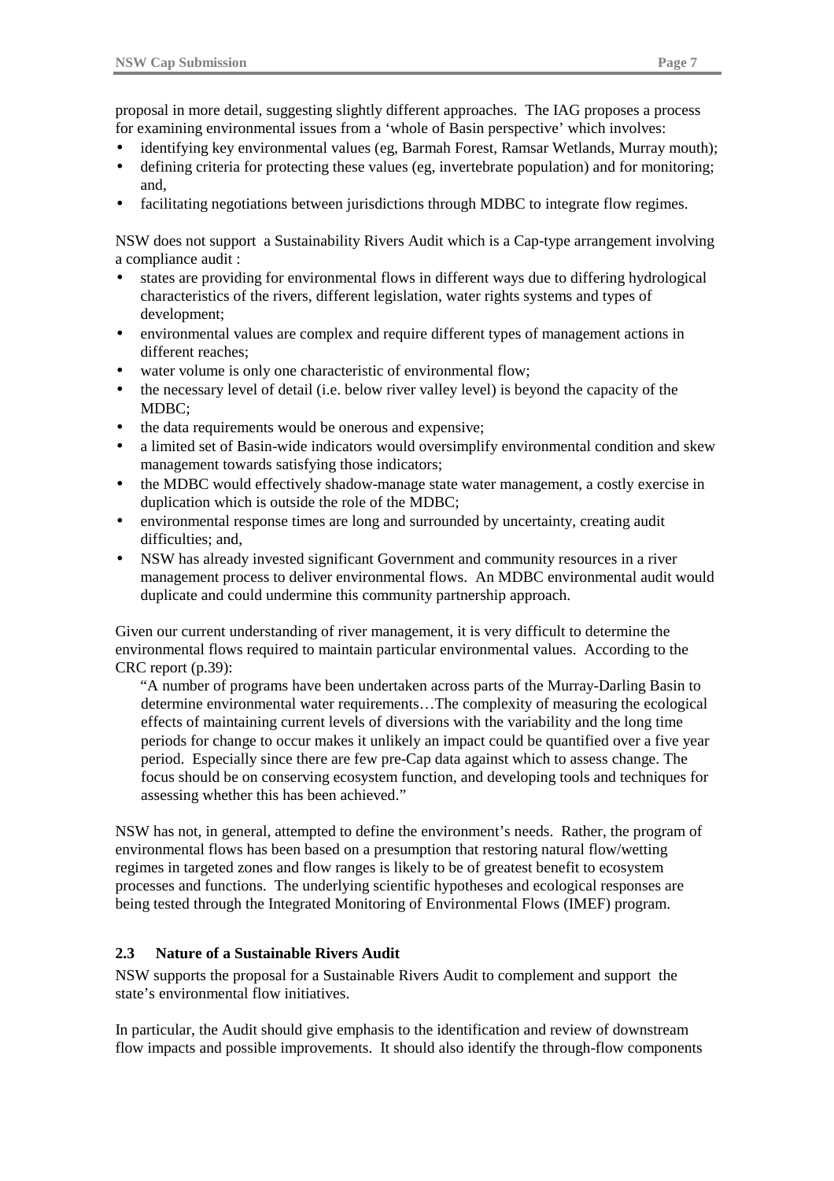proposal in more detail, suggesting slightly different approaches. The IAG proposes a process for examining environmental issues from a 'whole of Basin perspective' which involves:

- identifying key environmental values (eg, Barmah Forest, Ramsar Wetlands, Murray mouth);
- defining criteria for protecting these values (eg, invertebrate population) and for monitoring; and,
- facilitating negotiations between jurisdictions through MDBC to integrate flow regimes.

NSW does not support a Sustainability Rivers Audit which is a Cap-type arrangement involving a compliance audit :

- states are providing for environmental flows in different ways due to differing hydrological characteristics of the rivers, different legislation, water rights systems and types of development;
- environmental values are complex and require different types of management actions in different reaches;
- water volume is only one characteristic of environmental flow;
- the necessary level of detail (i.e. below river valley level) is beyond the capacity of the MDBC;
- the data requirements would be onerous and expensive;
- a limited set of Basin-wide indicators would oversimplify environmental condition and skew management towards satisfying those indicators;
- the MDBC would effectively shadow-manage state water management, a costly exercise in duplication which is outside the role of the MDBC;
- environmental response times are long and surrounded by uncertainty, creating audit difficulties; and,
- NSW has already invested significant Government and community resources in a river management process to deliver environmental flows. An MDBC environmental audit would duplicate and could undermine this community partnership approach.

Given our current understanding of river management, it is very difficult to determine the environmental flows required to maintain particular environmental values. According to the CRC report (p.39):

> "A number of programs have been undertaken across parts of the Murray-Darling Basin to determine environmental water requirements…The complexity of measuring the ecological effects of maintaining current levels of diversions with the variability and the long time periods for change to occur makes it unlikely an impact could be quantified over a five year period. Especially since there are few pre-Cap data against which to assess change. The focus should be on conserving ecosystem function, and developing tools and techniques for assessing whether this has been achieved."

NSW has not, in general, attempted to define the environment's needs. Rather, the program of environmental flows has been based on a presumption that restoring natural flow/wetting regimes in targeted zones and flow ranges is likely to be of greatest benefit to ecosystem processes and functions. The underlying scientific hypotheses and ecological responses are being tested through the Integrated Monitoring of Environmental Flows (IMEF) program.

### 2.3 Nature of a Sustainable Rivers Audit

NSW supports the proposal for a Sustainable Rivers Audit to complement and support the state's environmental flow initiatives.

In particular, the Audit should give emphasis to the identification and review of downstream flow impacts and possible improvements. It should also identify the through-flow components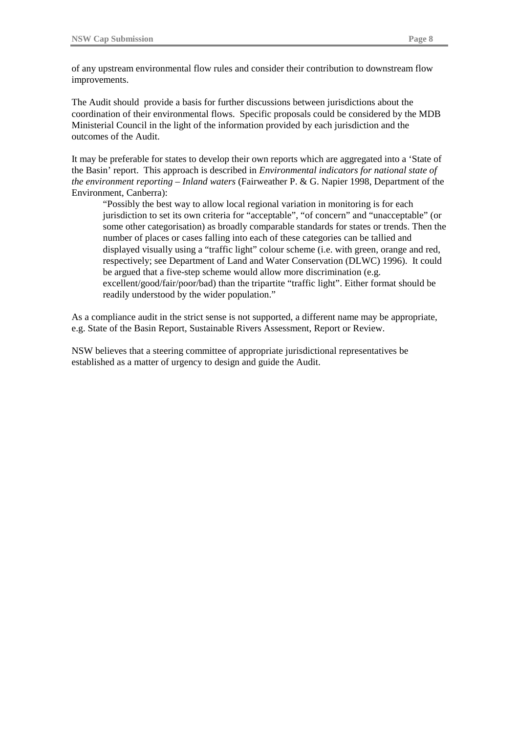of any upstream environmental flow rules and consider their contribution to downstream flow improvements.

The Audit should provide a basis for further discussions between jurisdictions about the coordination of their environmental flows. Specific proposals could be considered by the MDB Ministerial Council in the light of the information provided by each jurisdiction and the outcomes of the Audit.

It may be preferable for states to develop their own reports which are aggregated into a 'State of the Basin' report. This approach is described in *Environmental indicators for national state of the environment reporting – Inland waters* (Fairweather P. & G. Napier 1998, Department of the Environment, Canberra):

> "Possibly the best way to allow local regional variation in monitoring is for each jurisdiction to set its own criteria for "acceptable", "of concern" and "unacceptable" (or some other categorisation) as broadly comparable standards for states or trends. Then the number of places or cases falling into each of these categories can be tallied and displayed visually using a "traffic light" colour scheme (i.e. with green, orange and red, respectively; see Department of Land and Water Conservation (DLWC) 1996). It could be argued that a five-step scheme would allow more discrimination (e.g. excellent/good/fair/poor/bad) than the tripartite "traffic light". Either format should be readily understood by the wider population."

As a compliance audit in the strict sense is not supported, a different name may be appropriate, e.g. State of the Basin Report, Sustainable Rivers Assessment, Report or Review.

NSW believes that a steering committee of appropriate jurisdictional representatives be established as a matter of urgency to design and guide the Audit.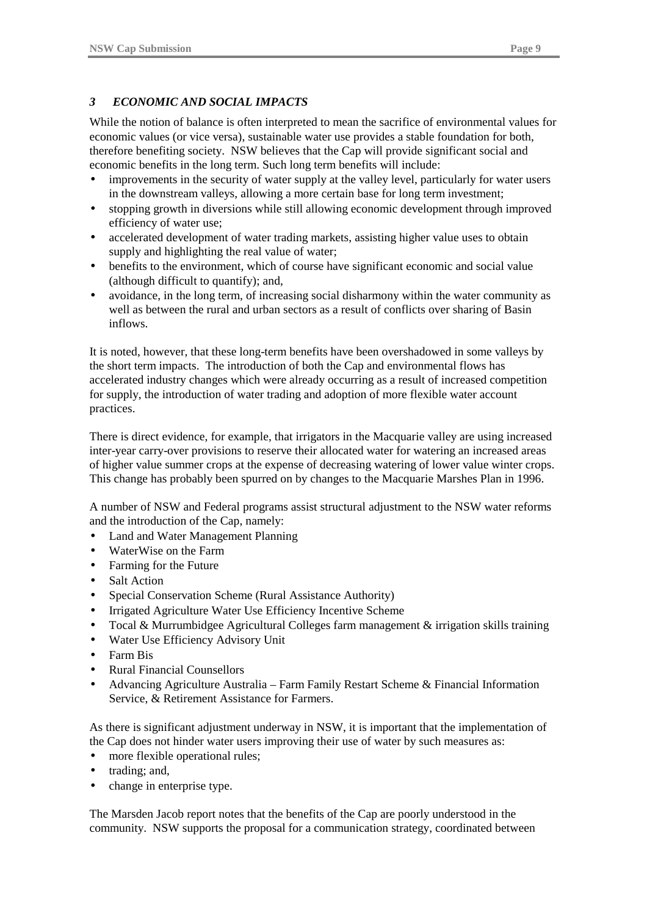## *3 ECONOMIC AND SOCIAL IMPACTS*

While the notion of balance is often interpreted to mean the sacrifice of environmental values for economic values (or vice versa), sustainable water use provides a stable foundation for both, therefore benefiting society. NSW believes that the Cap will provide significant social and economic benefits in the long term. Such long term benefits will include:

- improvements in the security of water supply at the valley level, particularly for water users in the downstream valleys, allowing a more certain base for long term investment;
- stopping growth in diversions while still allowing economic development through improved efficiency of water use;
- accelerated development of water trading markets, assisting higher value uses to obtain supply and highlighting the real value of water;
- benefits to the environment, which of course have significant economic and social value (although difficult to quantify); and,
- avoidance, in the long term, of increasing social disharmony within the water community as well as between the rural and urban sectors as a result of conflicts over sharing of Basin inflows.

It is noted, however, that these long-term benefits have been overshadowed in some valleys by the short term impacts. The introduction of both the Cap and environmental flows has accelerated industry changes which were already occurring as a result of increased competition for supply, the introduction of water trading and adoption of more flexible water account practices.

There is direct evidence, for example, that irrigators in the Macquarie valley are using increased inter-year carry-over provisions to reserve their allocated water for watering an increased areas of higher value summer crops at the expense of decreasing watering of lower value winter crops. This change has probably been spurred on by changes to the Macquarie Marshes Plan in 1996.

A number of NSW and Federal programs assist structural adjustment to the NSW water reforms and the introduction of the Cap, namely:

- Land and Water Management Planning
- WaterWise on the Farm
- Farming for the Future
- Salt Action
- Special Conservation Scheme (Rural Assistance Authority)
- Irrigated Agriculture Water Use Efficiency Incentive Scheme
- Tocal & Murrumbidgee Agricultural Colleges farm management & irrigation skills training
- Water Use Efficiency Advisory Unit
- Farm Bis
- Rural Financial Counsellors
- Advancing Agriculture Australia – Farm Family Restart Scheme & Financial Information Service, & Retirement Assistance for Farmers.

As there is significant adjustment underway in NSW, it is important that the implementation of the Cap does not hinder water users improving their use of water by such measures as:

- more flexible operational rules;
- trading; and,
- change in enterprise type.

The Marsden Jacob report notes that the benefits of the Cap are poorly understood in the community. NSW supports the proposal for a communication strategy, coordinated between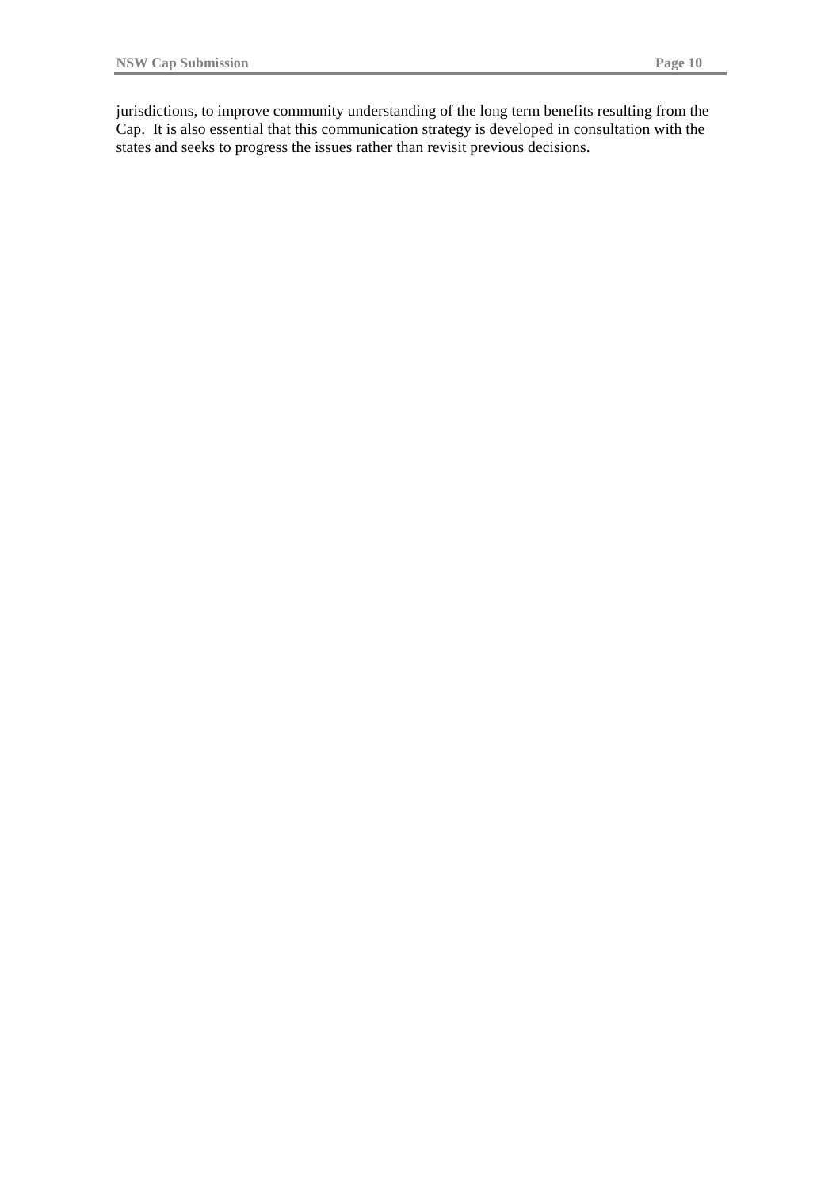jurisdictions, to improve community understanding of the long term benefits resulting from the Cap. It is also essential that this communication strategy is developed in consultation with the states and seeks to progress the issues rather than revisit previous decisions.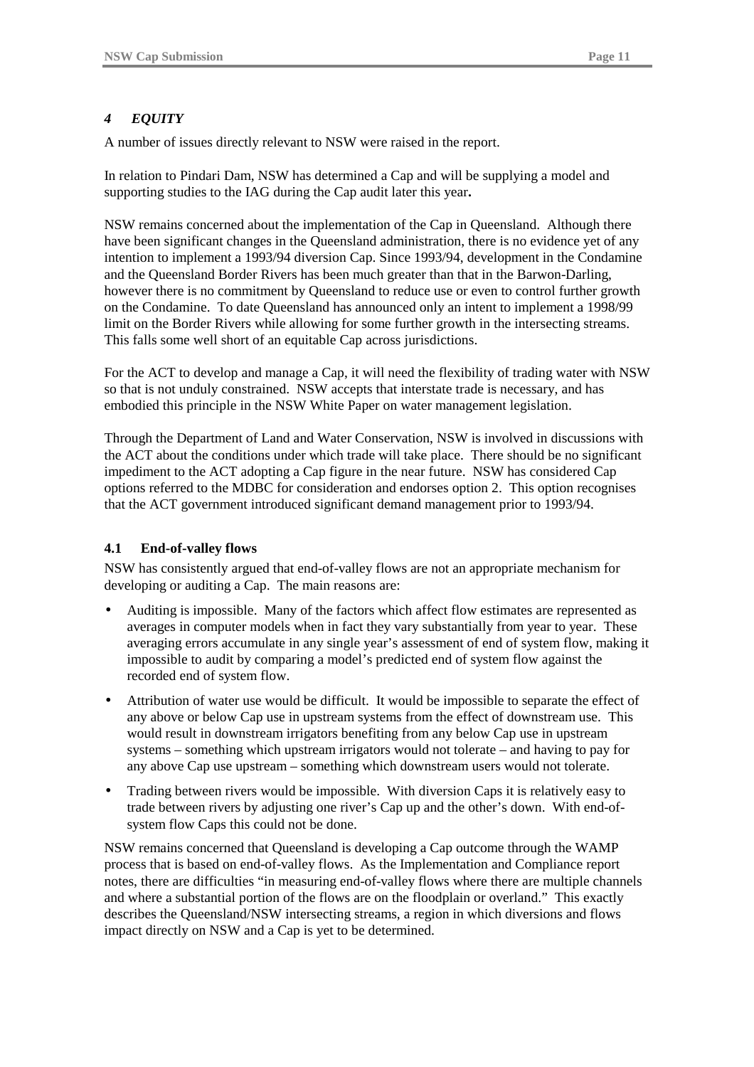## *4 EQUITY*

A number of issues directly relevant to NSW were raised in the report.

In relation to Pindari Dam, NSW has determined a Cap and will be supplying a model and supporting studies to the IAG during the Cap audit later this year**.**

NSW remains concerned about the implementation of the Cap in Queensland. Although there have been significant changes in the Queensland administration, there is no evidence yet of any intention to implement a 1993/94 diversion Cap. Since 1993/94, development in the Condamine and the Queensland Border Rivers has been much greater than that in the Barwon-Darling, however there is no commitment by Queensland to reduce use or even to control further growth on the Condamine. To date Queensland has announced only an intent to implement a 1998/99 limit on the Border Rivers while allowing for some further growth in the intersecting streams. This falls some well short of an equitable Cap across jurisdictions.

For the ACT to develop and manage a Cap, it will need the flexibility of trading water with NSW so that is not unduly constrained. NSW accepts that interstate trade is necessary, and has embodied this principle in the NSW White Paper on water management legislation.

Through the Department of Land and Water Conservation, NSW is involved in discussions with the ACT about the conditions under which trade will take place. There should be no significant impediment to the ACT adopting a Cap figure in the near future. NSW has considered Cap options referred to the MDBC for consideration and endorses option 2. This option recognises that the ACT government introduced significant demand management prior to 1993/94.

### 4.1 End-of-valley flows

NSW has consistently argued that end-of-valley flows are not an appropriate mechanism for developing or auditing a Cap. The main reasons are:

- Auditing is impossible. Many of the factors which affect flow estimates are represented as averages in computer models when in fact they vary substantially from year to year. These averaging errors accumulate in any single year's assessment of end of system flow, making it impossible to audit by comparing a model's predicted end of system flow against the recorded end of system flow.
- Attribution of water use would be difficult. It would be impossible to separate the effect of any above or below Cap use in upstream systems from the effect of downstream use. This would result in downstream irrigators benefiting from any below Cap use in upstream systems – something which upstream irrigators would not tolerate – and having to pay for any above Cap use upstream – something which downstream users would not tolerate.
- Trading between rivers would be impossible. With diversion Caps it is relatively easy to trade between rivers by adjusting one river's Cap up and the other's down. With end-of-system flow Caps this could not be done.

NSW remains concerned that Queensland is developing a Cap outcome through the WAMP process that is based on end-of-valley flows. As the Implementation and Compliance report notes, there are difficulties "in measuring end-of-valley flows where there are multiple channels and where a substantial portion of the flows are on the floodplain or overland." This exactly describes the Queensland/NSW intersecting streams, a region in which diversions and flows impact directly on NSW and a Cap is yet to be determined.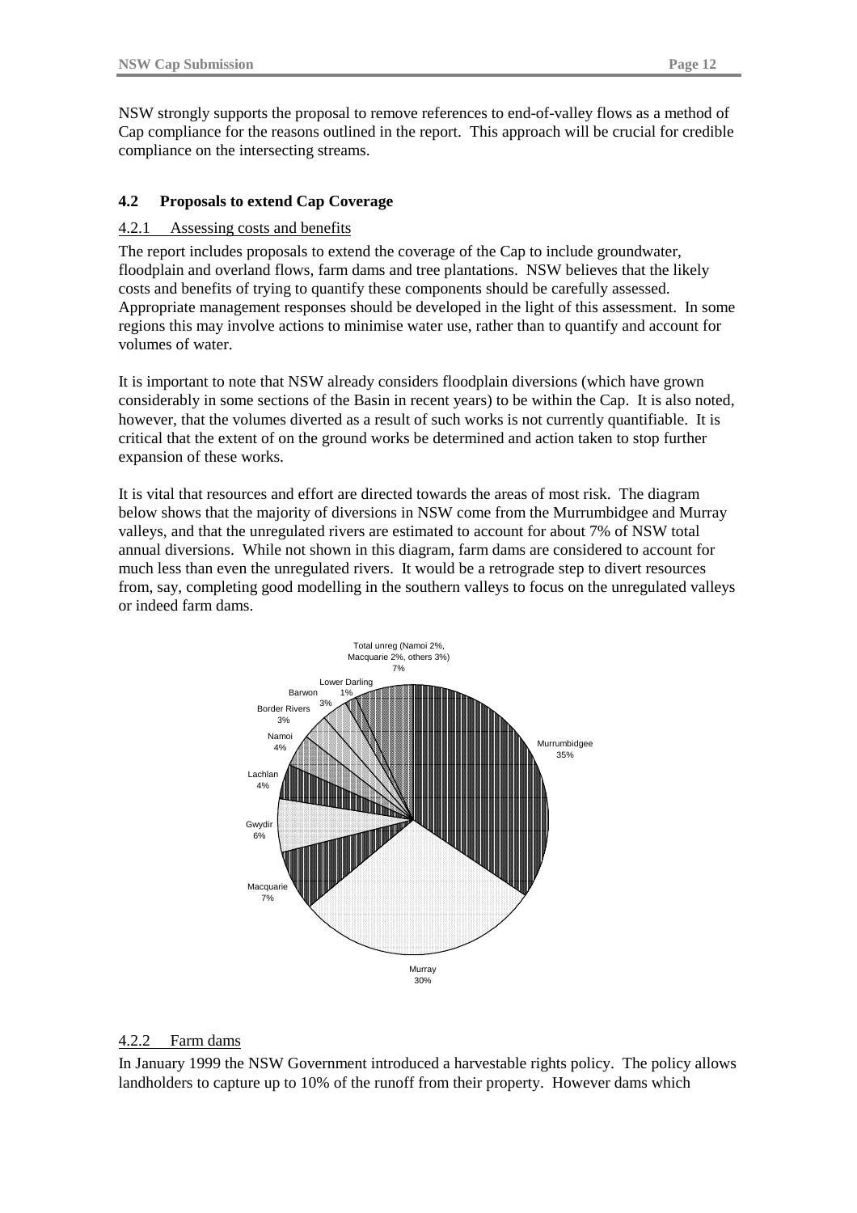NSW strongly supports the proposal to remove references to end-of-valley flows as a method of Cap compliance for the reasons outlined in the report. This approach will be crucial for credible compliance on the intersecting streams.

### 4.2 Proposals to extend Cap Coverage

#### 4.2.1 Assessing costs and benefits

The report includes proposals to extend the coverage of the Cap to include groundwater, floodplain and overland flows, farm dams and tree plantations. NSW believes that the likely costs and benefits of trying to quantify these components should be carefully assessed. Appropriate management responses should be developed in the light of this assessment. In some regions this may involve actions to minimise water use, rather than to quantify and account for volumes of water.

It is important to note that NSW already considers floodplain diversions (which have grown considerably in some sections of the Basin in recent years) to be within the Cap. It is also noted, however, that the volumes diverted as a result of such works is not currently quantifiable. It is critical that the extent of on the ground works be determined and action taken to stop further expansion of these works.

It is vital that resources and effort are directed towards the areas of most risk. The diagram below shows that the majority of diversions in NSW come from the Murrumbidgee and Murray valleys, and that the unregulated rivers are estimated to account for about 7% of NSW total annual diversions. While not shown in this diagram, farm dams are considered to account for much less than even the unregulated rivers. It would be a retrograde step to divert resources from, say, completing good modelling in the southern valleys to focus on the unregulated valleys or indeed farm dams.

Murrumbidgee 35%
Murray 30%
Macquarie 7%
Gwydir 6%
Lachlan 4%
Namoi 4%
Border Rivers 3%
Barwon 3%
Lower Darling 1%
Total unreg (Namoi 2%, Macquarie 2%, others 3%) 7%

#### 4.2.2 Farm dams

In January 1999 the NSW Government introduced a harvestable rights policy. The policy allows landholders to capture up to 10% of the runoff from their property. However dams which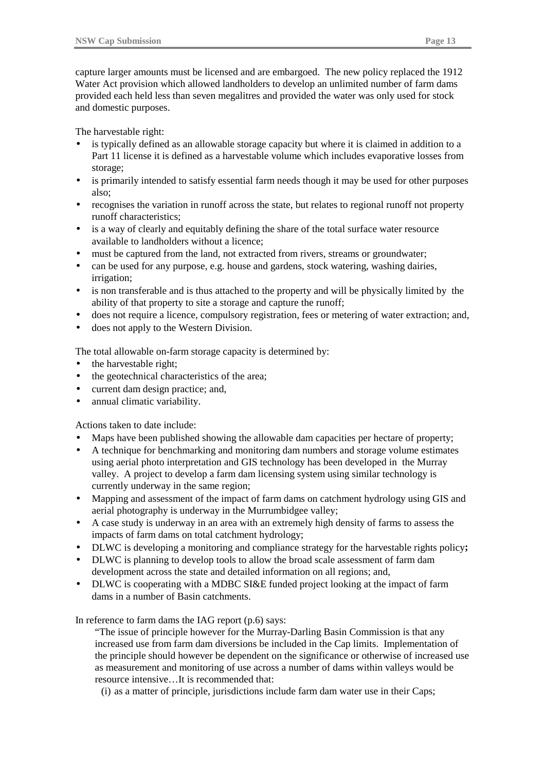capture larger amounts must be licensed and are embargoed. The new policy replaced the 1912 Water Act provision which allowed landholders to develop an unlimited number of farm dams provided each held less than seven megalitres and provided the water was only used for stock and domestic purposes.

The harvestable right:

- is typically defined as an allowable storage capacity but where it is claimed in addition to a Part 11 license it is defined as a harvestable volume which includes evaporative losses from storage;
- is primarily intended to satisfy essential farm needs though it may be used for other purposes also;
- recognises the variation in runoff across the state, but relates to regional runoff not property runoff characteristics;
- is a way of clearly and equitably defining the share of the total surface water resource available to landholders without a licence;
- must be captured from the land, not extracted from rivers, streams or groundwater;
- can be used for any purpose, e.g. house and gardens, stock watering, washing dairies, irrigation;
- is non transferable and is thus attached to the property and will be physically limited by the ability of that property to site a storage and capture the runoff;
- does not require a licence, compulsory registration, fees or metering of water extraction; and,
- does not apply to the Western Division.

The total allowable on-farm storage capacity is determined by:

- the harvestable right;
- the geotechnical characteristics of the area;
- current dam design practice; and,
- annual climatic variability.

Actions taken to date include:

- Maps have been published showing the allowable dam capacities per hectare of property;
- A technique for benchmarking and monitoring dam numbers and storage volume estimates using aerial photo interpretation and GIS technology has been developed in the Murray valley. A project to develop a farm dam licensing system using similar technology is currently underway in the same region;
- Mapping and assessment of the impact of farm dams on catchment hydrology using GIS and aerial photography is underway in the Murrumbidgee valley;
- A case study is underway in an area with an extremely high density of farms to assess the impacts of farm dams on total catchment hydrology;
- DLWC is developing a monitoring and compliance strategy for the harvestable rights policy**;**
- DLWC is planning to develop tools to allow the broad scale assessment of farm dam development across the state and detailed information on all regions; and,
- DLWC is cooperating with a MDBC SI&E funded project looking at the impact of farm dams in a number of Basin catchments.

In reference to farm dams the IAG report (p.6) says:

> "The issue of principle however for the Murray-Darling Basin Commission is that any increased use from farm dam diversions be included in the Cap limits. Implementation of the principle should however be dependent on the significance or otherwise of increased use as measurement and monitoring of use across a number of dams within valleys would be resource intensive…It is recommended that:
>
> (i) as a matter of principle, jurisdictions include farm dam water use in their Caps;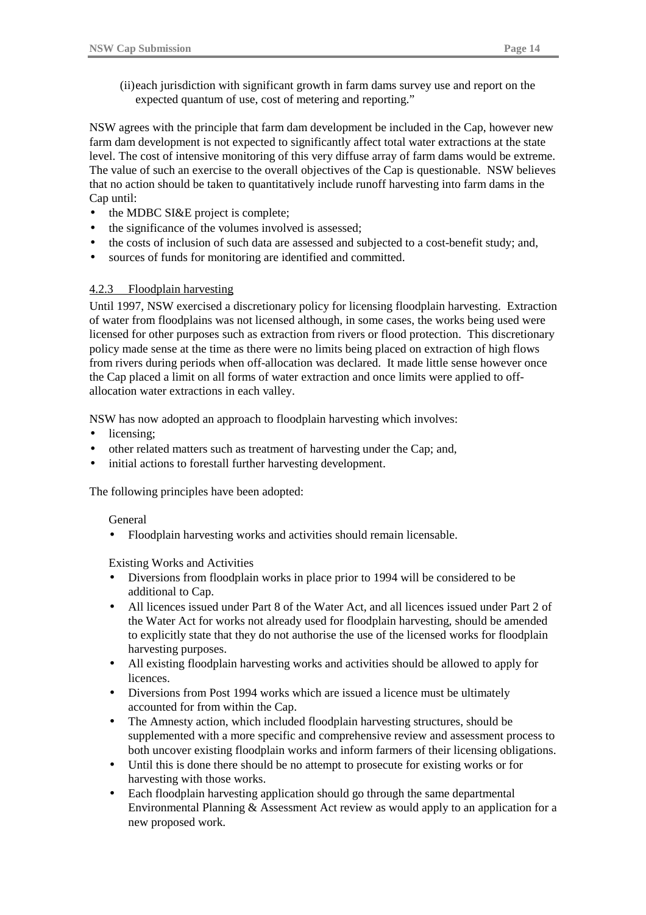(ii) each jurisdiction with significant growth in farm dams survey use and report on the expected quantum of use, cost of metering and reporting."

NSW agrees with the principle that farm dam development be included in the Cap, however new farm dam development is not expected to significantly affect total water extractions at the state level. The cost of intensive monitoring of this very diffuse array of farm dams would be extreme. The value of such an exercise to the overall objectives of the Cap is questionable. NSW believes that no action should be taken to quantitatively include runoff harvesting into farm dams in the Cap until:

- the MDBC SI&E project is complete;
- the significance of the volumes involved is assessed;
- the costs of inclusion of such data are assessed and subjected to a cost-benefit study; and,
- sources of funds for monitoring are identified and committed.

### 4.2.3 Floodplain harvesting

Until 1997, NSW exercised a discretionary policy for licensing floodplain harvesting. Extraction of water from floodplains was not licensed although, in some cases, the works being used were licensed for other purposes such as extraction from rivers or flood protection. This discretionary policy made sense at the time as there were no limits being placed on extraction of high flows from rivers during periods when off-allocation was declared. It made little sense however once the Cap placed a limit on all forms of water extraction and once limits were applied to off-allocation water extractions in each valley.

NSW has now adopted an approach to floodplain harvesting which involves:

- licensing;
- other related matters such as treatment of harvesting under the Cap; and,
- initial actions to forestall further harvesting development.

The following principles have been adopted:

General

- Floodplain harvesting works and activities should remain licensable.

Existing Works and Activities

- Diversions from floodplain works in place prior to 1994 will be considered to be additional to Cap.
- All licences issued under Part 8 of the Water Act, and all licences issued under Part 2 of the Water Act for works not already used for floodplain harvesting, should be amended to explicitly state that they do not authorise the use of the licensed works for floodplain harvesting purposes.
- All existing floodplain harvesting works and activities should be allowed to apply for licences.
- Diversions from Post 1994 works which are issued a licence must be ultimately accounted for from within the Cap.
- The Amnesty action, which included floodplain harvesting structures, should be supplemented with a more specific and comprehensive review and assessment process to both uncover existing floodplain works and inform farmers of their licensing obligations.
- Until this is done there should be no attempt to prosecute for existing works or for harvesting with those works.
- Each floodplain harvesting application should go through the same departmental Environmental Planning & Assessment Act review as would apply to an application for a new proposed work.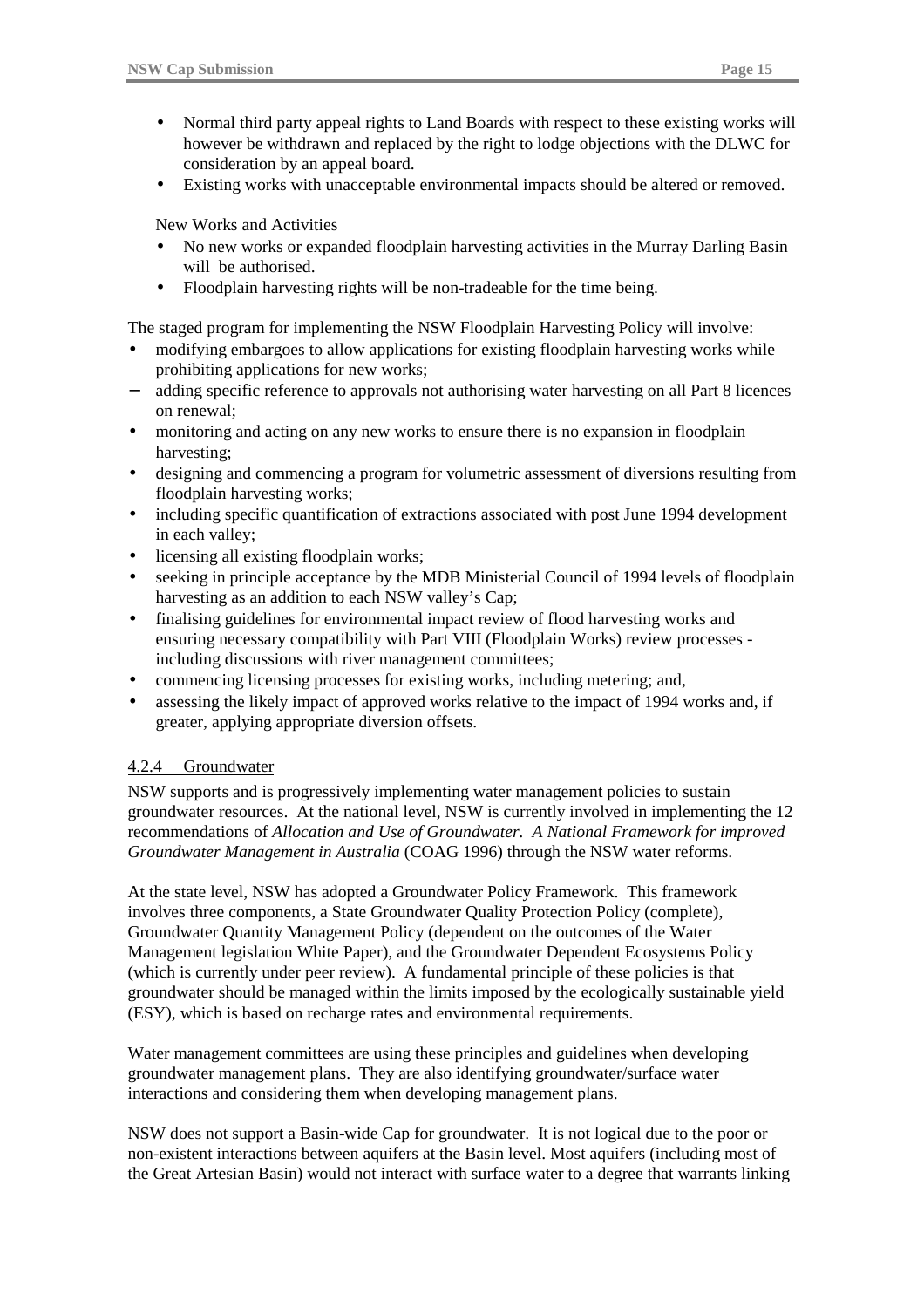- Normal third party appeal rights to Land Boards with respect to these existing works will however be withdrawn and replaced by the right to lodge objections with the DLWC for consideration by an appeal board.
- Existing works with unacceptable environmental impacts should be altered or removed.

New Works and Activities

- No new works or expanded floodplain harvesting activities in the Murray Darling Basin will be authorised.
- Floodplain harvesting rights will be non-tradeable for the time being.

The staged program for implementing the NSW Floodplain Harvesting Policy will involve:

- modifying embargoes to allow applications for existing floodplain harvesting works while prohibiting applications for new works;
- adding specific reference to approvals not authorising water harvesting on all Part 8 licences on renewal;
- monitoring and acting on any new works to ensure there is no expansion in floodplain harvesting;
- designing and commencing a program for volumetric assessment of diversions resulting from floodplain harvesting works;
- including specific quantification of extractions associated with post June 1994 development in each valley;
- licensing all existing floodplain works;
- seeking in principle acceptance by the MDB Ministerial Council of 1994 levels of floodplain harvesting as an addition to each NSW valley's Cap;
- finalising guidelines for environmental impact review of flood harvesting works and ensuring necessary compatibility with Part VIII (Floodplain Works) review processes - including discussions with river management committees;
- commencing licensing processes for existing works, including metering; and,
- assessing the likely impact of approved works relative to the impact of 1994 works and, if greater, applying appropriate diversion offsets.

#### 4.2.4 Groundwater

NSW supports and is progressively implementing water management policies to sustain groundwater resources. At the national level, NSW is currently involved in implementing the 12 recommendations of *Allocation and Use of Groundwater. A National Framework for improved Groundwater Management in Australia* (COAG 1996) through the NSW water reforms.

At the state level, NSW has adopted a Groundwater Policy Framework. This framework involves three components, a State Groundwater Quality Protection Policy (complete), Groundwater Quantity Management Policy (dependent on the outcomes of the Water Management legislation White Paper), and the Groundwater Dependent Ecosystems Policy (which is currently under peer review). A fundamental principle of these policies is that groundwater should be managed within the limits imposed by the ecologically sustainable yield (ESY), which is based on recharge rates and environmental requirements.

Water management committees are using these principles and guidelines when developing groundwater management plans. They are also identifying groundwater/surface water interactions and considering them when developing management plans.

NSW does not support a Basin-wide Cap for groundwater. It is not logical due to the poor or non-existent interactions between aquifers at the Basin level. Most aquifers (including most of the Great Artesian Basin) would not interact with surface water to a degree that warrants linking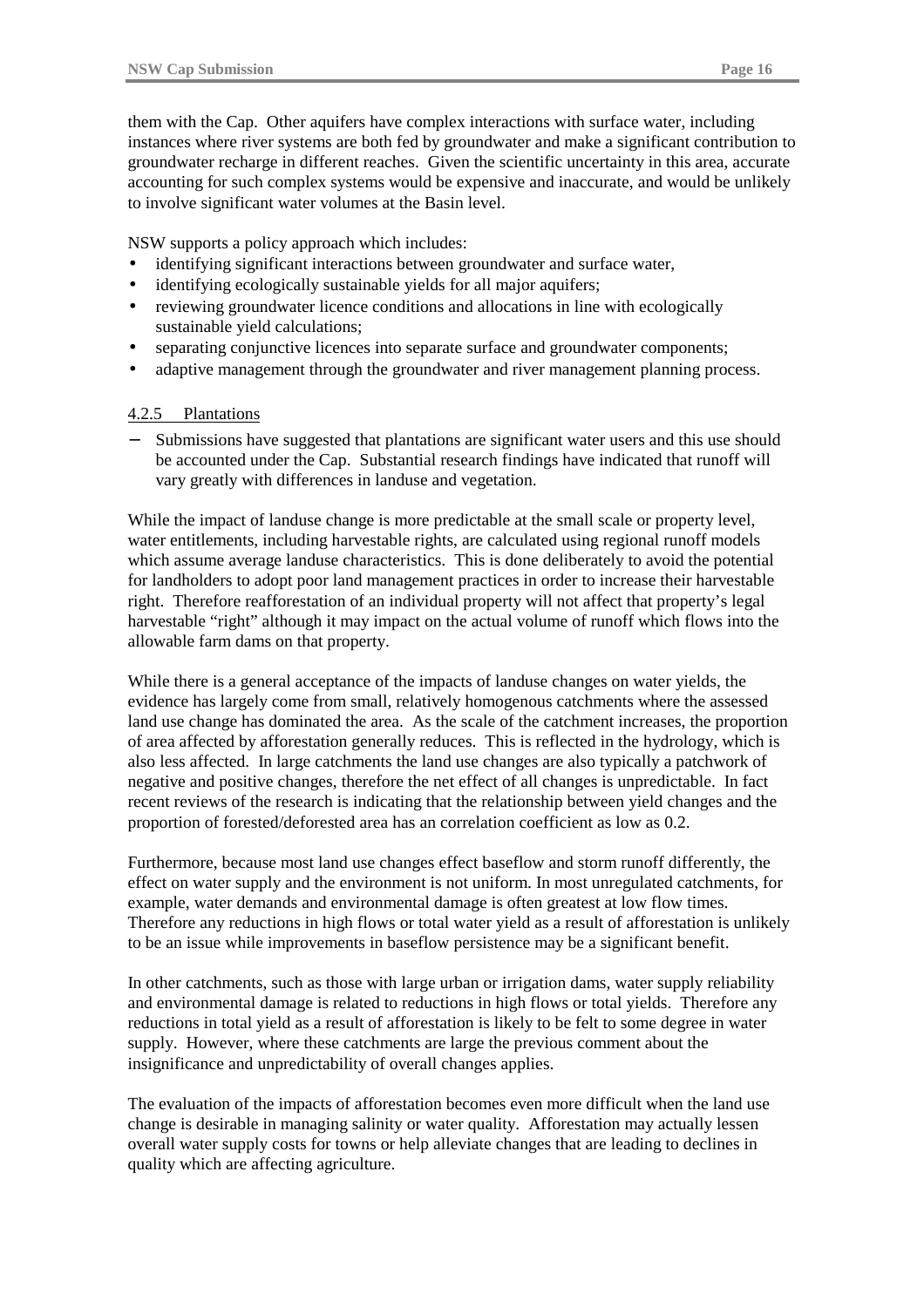them with the Cap. Other aquifers have complex interactions with surface water, including instances where river systems are both fed by groundwater and make a significant contribution to groundwater recharge in different reaches. Given the scientific uncertainty in this area, accurate accounting for such complex systems would be expensive and inaccurate, and would be unlikely to involve significant water volumes at the Basin level.

NSW supports a policy approach which includes:

- identifying significant interactions between groundwater and surface water,
- identifying ecologically sustainable yields for all major aquifers;
- reviewing groundwater licence conditions and allocations in line with ecologically sustainable yield calculations;
- separating conjunctive licences into separate surface and groundwater components;
- adaptive management through the groundwater and river management planning process.

#### 4.2.5 Plantations

- Submissions have suggested that plantations are significant water users and this use should be accounted under the Cap. Substantial research findings have indicated that runoff will vary greatly with differences in landuse and vegetation.

While the impact of landuse change is more predictable at the small scale or property level, water entitlements, including harvestable rights, are calculated using regional runoff models which assume average landuse characteristics. This is done deliberately to avoid the potential for landholders to adopt poor land management practices in order to increase their harvestable right. Therefore reafforestation of an individual property will not affect that property's legal harvestable "right" although it may impact on the actual volume of runoff which flows into the allowable farm dams on that property.

While there is a general acceptance of the impacts of landuse changes on water yields, the evidence has largely come from small, relatively homogenous catchments where the assessed land use change has dominated the area. As the scale of the catchment increases, the proportion of area affected by afforestation generally reduces. This is reflected in the hydrology, which is also less affected. In large catchments the land use changes are also typically a patchwork of negative and positive changes, therefore the net effect of all changes is unpredictable. In fact recent reviews of the research is indicating that the relationship between yield changes and the proportion of forested/deforested area has an correlation coefficient as low as 0.2.

Furthermore, because most land use changes effect baseflow and storm runoff differently, the effect on water supply and the environment is not uniform. In most unregulated catchments, for example, water demands and environmental damage is often greatest at low flow times. Therefore any reductions in high flows or total water yield as a result of afforestation is unlikely to be an issue while improvements in baseflow persistence may be a significant benefit.

In other catchments, such as those with large urban or irrigation dams, water supply reliability and environmental damage is related to reductions in high flows or total yields. Therefore any reductions in total yield as a result of afforestation is likely to be felt to some degree in water supply. However, where these catchments are large the previous comment about the insignificance and unpredictability of overall changes applies.

The evaluation of the impacts of afforestation becomes even more difficult when the land use change is desirable in managing salinity or water quality. Afforestation may actually lessen overall water supply costs for towns or help alleviate changes that are leading to declines in quality which are affecting agriculture.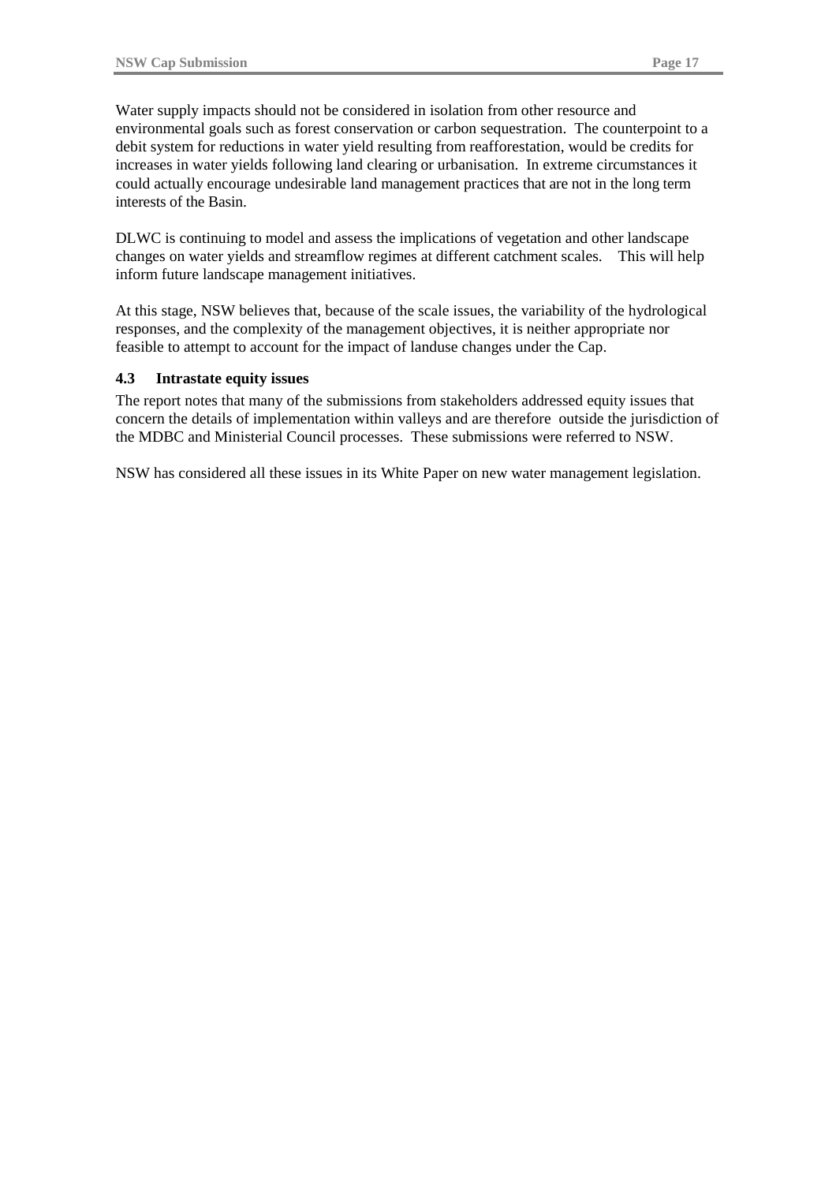Water supply impacts should not be considered in isolation from other resource and environmental goals such as forest conservation or carbon sequestration. The counterpoint to a debit system for reductions in water yield resulting from reafforestation, would be credits for increases in water yields following land clearing or urbanisation. In extreme circumstances it could actually encourage undesirable land management practices that are not in the long term interests of the Basin.

DLWC is continuing to model and assess the implications of vegetation and other landscape changes on water yields and streamflow regimes at different catchment scales. This will help inform future landscape management initiatives.

At this stage, NSW believes that, because of the scale issues, the variability of the hydrological responses, and the complexity of the management objectives, it is neither appropriate nor feasible to attempt to account for the impact of landuse changes under the Cap.

### 4.3 Intrastate equity issues

The report notes that many of the submissions from stakeholders addressed equity issues that concern the details of implementation within valleys and are therefore outside the jurisdiction of the MDBC and Ministerial Council processes. These submissions were referred to NSW.

NSW has considered all these issues in its White Paper on new water management legislation.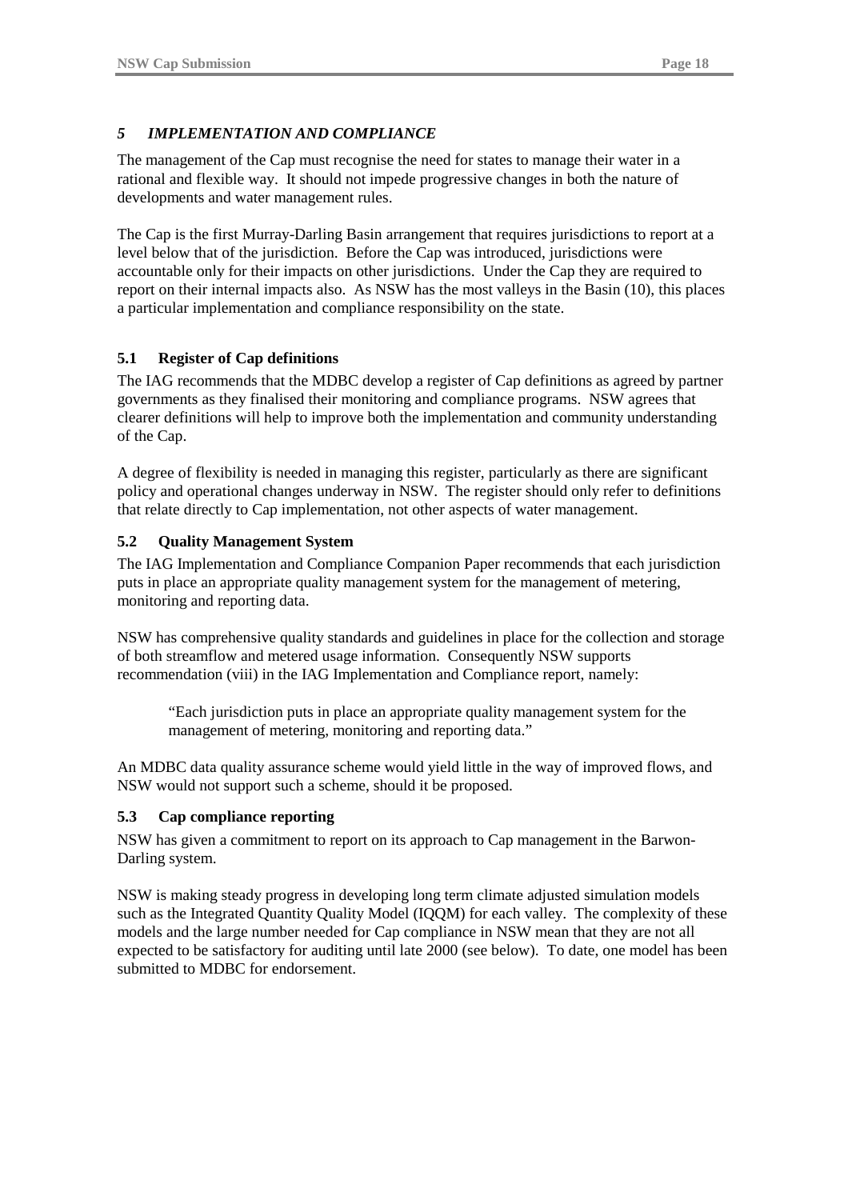## *5 IMPLEMENTATION AND COMPLIANCE*

The management of the Cap must recognise the need for states to manage their water in a rational and flexible way. It should not impede progressive changes in both the nature of developments and water management rules.

The Cap is the first Murray-Darling Basin arrangement that requires jurisdictions to report at a level below that of the jurisdiction. Before the Cap was introduced, jurisdictions were accountable only for their impacts on other jurisdictions. Under the Cap they are required to report on their internal impacts also. As NSW has the most valleys in the Basin (10), this places a particular implementation and compliance responsibility on the state.

### 5.1 Register of Cap definitions

The IAG recommends that the MDBC develop a register of Cap definitions as agreed by partner governments as they finalised their monitoring and compliance programs. NSW agrees that clearer definitions will help to improve both the implementation and community understanding of the Cap.

A degree of flexibility is needed in managing this register, particularly as there are significant policy and operational changes underway in NSW. The register should only refer to definitions that relate directly to Cap implementation, not other aspects of water management.

### 5.2 Quality Management System

The IAG Implementation and Compliance Companion Paper recommends that each jurisdiction puts in place an appropriate quality management system for the management of metering, monitoring and reporting data.

NSW has comprehensive quality standards and guidelines in place for the collection and storage of both streamflow and metered usage information. Consequently NSW supports recommendation (viii) in the IAG Implementation and Compliance report, namely:

> "Each jurisdiction puts in place an appropriate quality management system for the management of metering, monitoring and reporting data."

An MDBC data quality assurance scheme would yield little in the way of improved flows, and NSW would not support such a scheme, should it be proposed.

### 5.3 Cap compliance reporting

NSW has given a commitment to report on its approach to Cap management in the Barwon-Darling system.

NSW is making steady progress in developing long term climate adjusted simulation models such as the Integrated Quantity Quality Model (IQQM) for each valley. The complexity of these models and the large number needed for Cap compliance in NSW mean that they are not all expected to be satisfactory for auditing until late 2000 (see below). To date, one model has been submitted to MDBC for endorsement.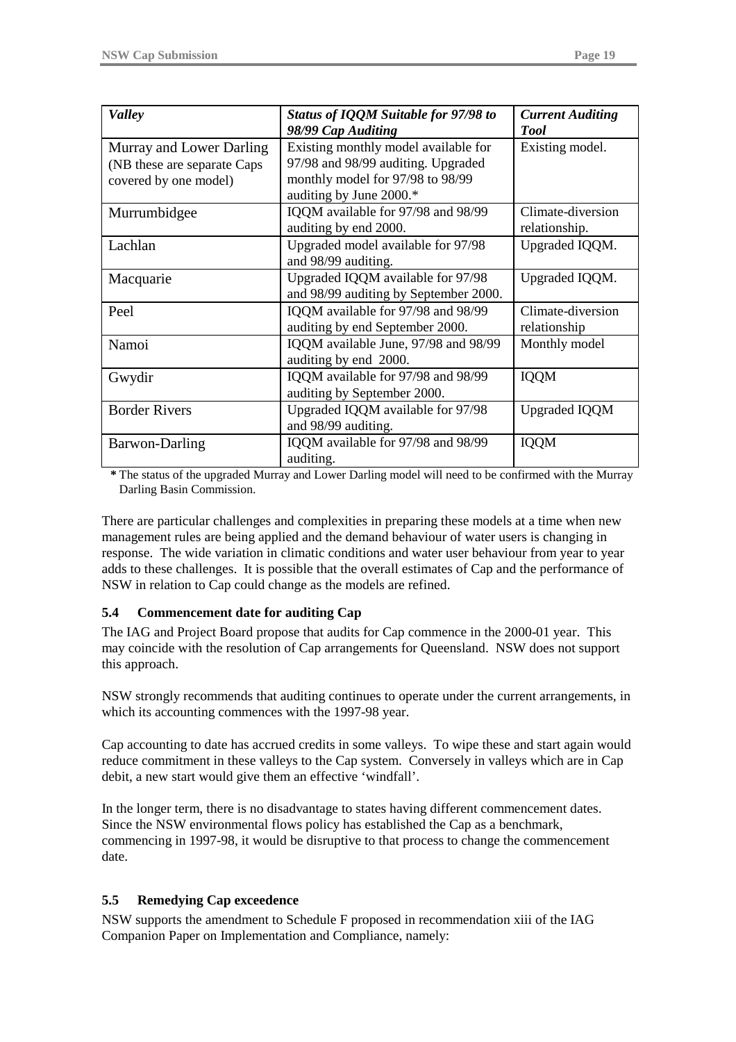| *Valley* | *Status of IQQM Suitable for 97/98 to 98/99 Cap Auditing* | *Current Auditing Tool* |
|---|---|---|
| Murray and Lower Darling (NB these are separate Caps covered by one model) | Existing monthly model available for 97/98 and 98/99 auditing. Upgraded monthly model for 97/98 to 98/99 auditing by June 2000.* | Existing model. |
| Murrumbidgee | IQQM available for 97/98 and 98/99 auditing by end 2000. | Climate-diversion relationship. |
| Lachlan | Upgraded model available for 97/98 and 98/99 auditing. | Upgraded IQQM. |
| Macquarie | Upgraded IQQM available for 97/98 and 98/99 auditing by September 2000. | Upgraded IQQM. |
| Peel | IQQM available for 97/98 and 98/99 auditing by end September 2000. | Climate-diversion relationship |
| Namoi | IQQM available June, 97/98 and 98/99 auditing by end 2000. | Monthly model |
| Gwydir | IQQM available for 97/98 and 98/99 auditing by September 2000. | IQQM |
| Border Rivers | Upgraded IQQM available for 97/98 and 98/99 auditing. | Upgraded IQQM |
| Barwon-Darling | IQQM available for 97/98 and 98/99 auditing. | IQQM |

**\*** The status of the upgraded Murray and Lower Darling model will need to be confirmed with the Murray Darling Basin Commission.

There are particular challenges and complexities in preparing these models at a time when new management rules are being applied and the demand behaviour of water users is changing in response. The wide variation in climatic conditions and water user behaviour from year to year adds to these challenges. It is possible that the overall estimates of Cap and the performance of NSW in relation to Cap could change as the models are refined.

### 5.4 Commencement date for auditing Cap

The IAG and Project Board propose that audits for Cap commence in the 2000-01 year. This may coincide with the resolution of Cap arrangements for Queensland. NSW does not support this approach.

NSW strongly recommends that auditing continues to operate under the current arrangements, in which its accounting commences with the 1997-98 year.

Cap accounting to date has accrued credits in some valleys. To wipe these and start again would reduce commitment in these valleys to the Cap system. Conversely in valleys which are in Cap debit, a new start would give them an effective 'windfall'.

In the longer term, there is no disadvantage to states having different commencement dates. Since the NSW environmental flows policy has established the Cap as a benchmark, commencing in 1997-98, it would be disruptive to that process to change the commencement date.

### 5.5 Remedying Cap exceedence

NSW supports the amendment to Schedule F proposed in recommendation xiii of the IAG Companion Paper on Implementation and Compliance, namely: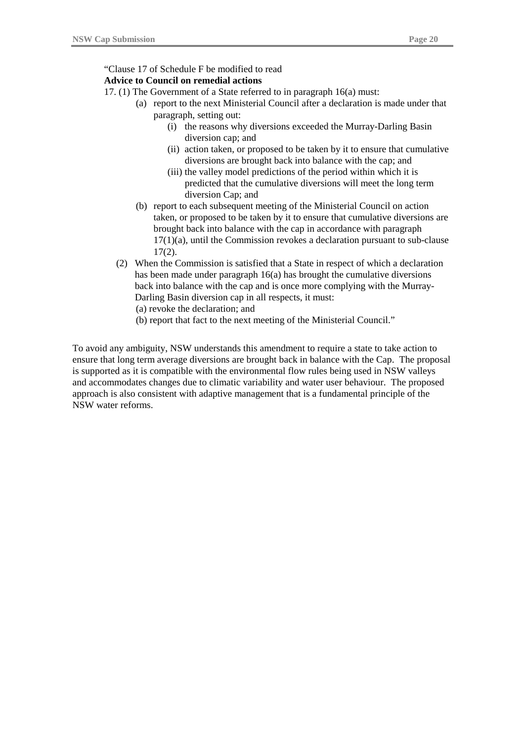"Clause 17 of Schedule F be modified to read

**Advice to Council on remedial actions**

17. (1) The Government of a State referred to in paragraph 16(a) must:

   (a) report to the next Ministerial Council after a declaration is made under that paragraph, setting out:

      (i) the reasons why diversions exceeded the Murray-Darling Basin diversion cap; and

      (ii) action taken, or proposed to be taken by it to ensure that cumulative diversions are brought back into balance with the cap; and

      (iii) the valley model predictions of the period within which it is predicted that the cumulative diversions will meet the long term diversion Cap; and

   (b) report to each subsequent meeting of the Ministerial Council on action taken, or proposed to be taken by it to ensure that cumulative diversions are brought back into balance with the cap in accordance with paragraph 17(1)(a), until the Commission revokes a declaration pursuant to sub-clause 17(2).

(2) When the Commission is satisfied that a State in respect of which a declaration has been made under paragraph 16(a) has brought the cumulative diversions back into balance with the cap and is once more complying with the Murray-Darling Basin diversion cap in all respects, it must:

   (a) revoke the declaration; and

   (b) report that fact to the next meeting of the Ministerial Council."

To avoid any ambiguity, NSW understands this amendment to require a state to take action to ensure that long term average diversions are brought back in balance with the Cap. The proposal is supported as it is compatible with the environmental flow rules being used in NSW valleys and accommodates changes due to climatic variability and water user behaviour. The proposed approach is also consistent with adaptive management that is a fundamental principle of the NSW water reforms.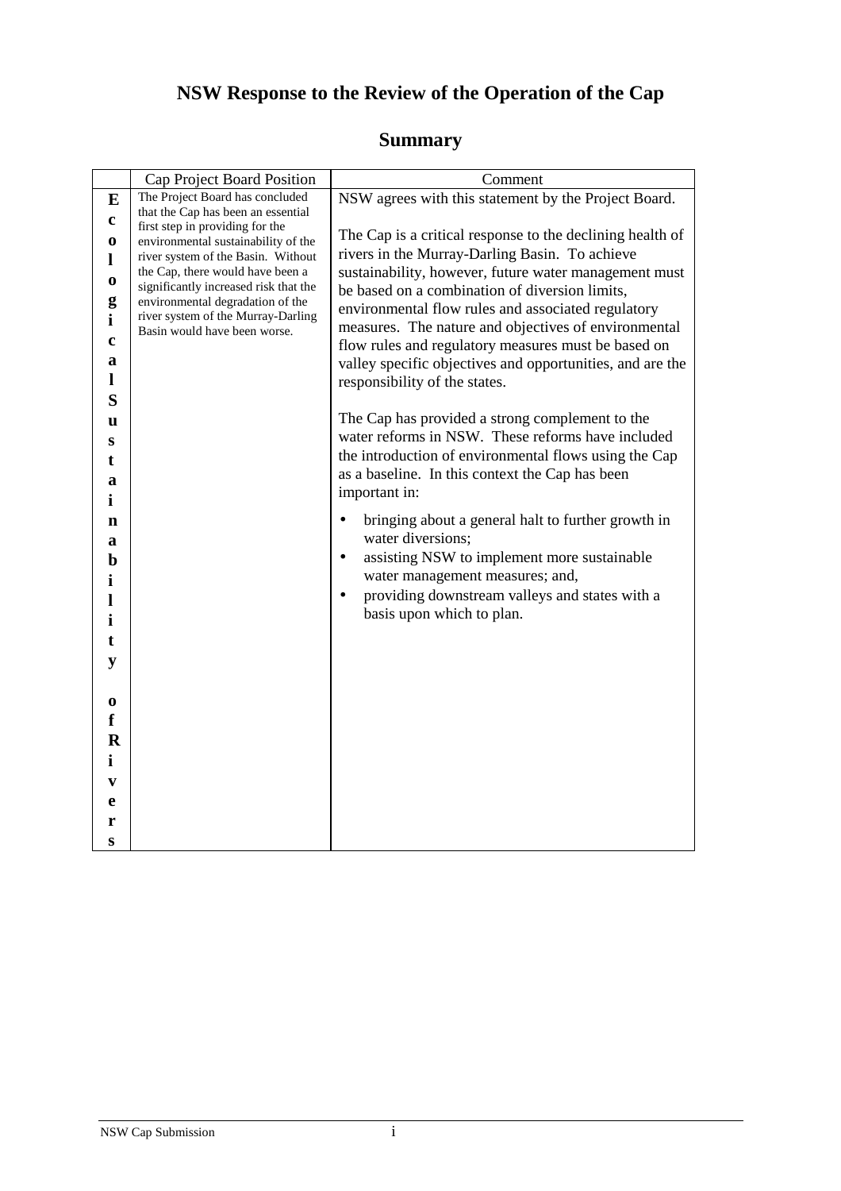# NSW Response to the Review of the Operation of the Cap

## Summary

| | Cap Project Board Position | Comment |
|---|---|---|
| **Ecological Sustainability of Rivers** | The Project Board has concluded that the Cap has been an essential first step in providing for the environmental sustainability of the river system of the Basin. Without the Cap, there would have been a significantly increased risk that the environmental degradation of the river system of the Murray-Darling Basin would have been worse. | NSW agrees with this statement by the Project Board.<br><br>The Cap is a critical response to the declining health of rivers in the Murray-Darling Basin. To achieve sustainability, however, future water management must be based on a combination of diversion limits, environmental flow rules and associated regulatory measures. The nature and objectives of environmental flow rules and regulatory measures must be based on valley specific objectives and opportunities, and are the responsibility of the states.<br><br>The Cap has provided a strong complement to the water reforms in NSW. These reforms have included the introduction of environmental flows using the Cap as a baseline. In this context the Cap has been important in:<br><br>• bringing about a general halt to further growth in water diversions;<br>• assisting NSW to implement more sustainable water management measures; and,<br>• providing downstream valleys and states with a basis upon which to plan. |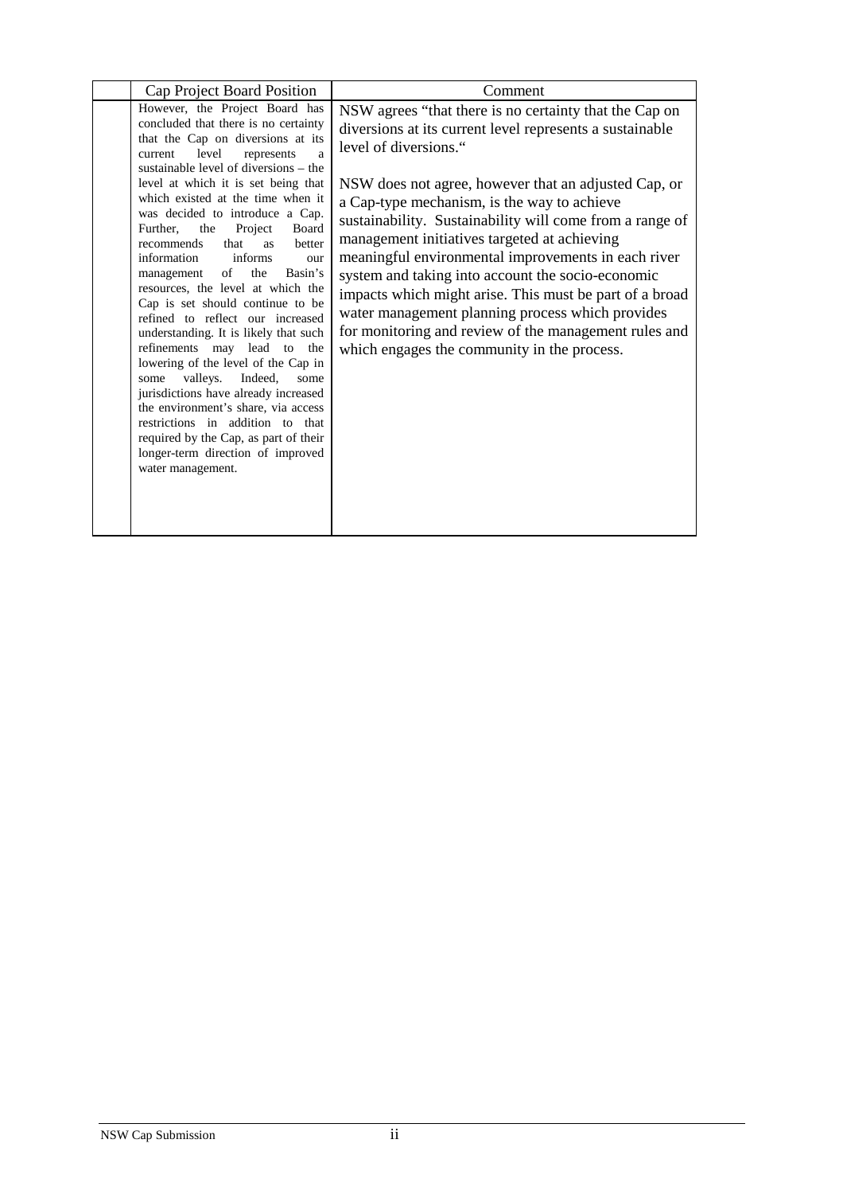| | Cap Project Board Position | Comment |
|---|---|---|
| | However, the Project Board has concluded that there is no certainty that the Cap on diversions at its current level represents a sustainable level of diversions – the level at which it is set being that which existed at the time when it was decided to introduce a Cap. Further, the Project Board recommends that as better information informs our management of the Basin's resources, the level at which the Cap is set should continue to be refined to reflect our increased understanding. It is likely that such refinements may lead to the lowering of the level of the Cap in some valleys. Indeed, some jurisdictions have already increased the environment's share, via access restrictions in addition to that required by the Cap, as part of their longer-term direction of improved water management. | NSW agrees "that there is no certainty that the Cap on diversions at its current level represents a sustainable level of diversions."<br><br>NSW does not agree, however that an adjusted Cap, or a Cap-type mechanism, is the way to achieve sustainability. Sustainability will come from a range of management initiatives targeted at achieving meaningful environmental improvements in each river system and taking into account the socio-economic impacts which might arise. This must be part of a broad water management planning process which provides for monitoring and review of the management rules and which engages the community in the process. |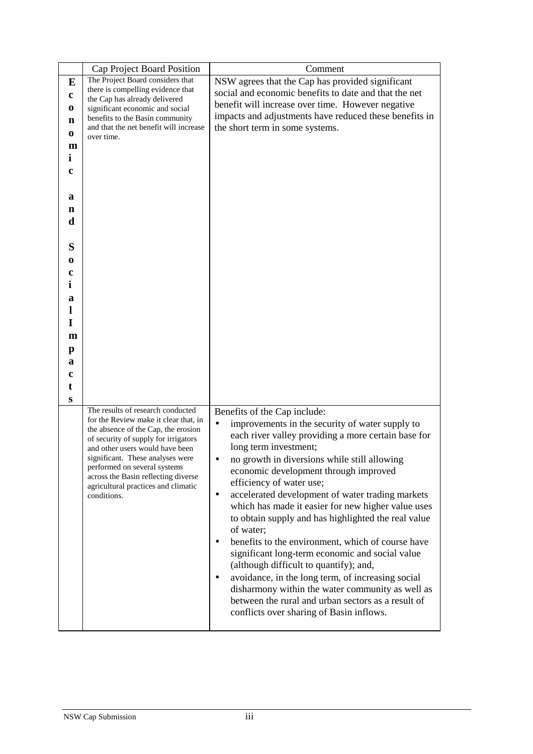| | Cap Project Board Position | Comment |
|---|---|---|
| **Economic and Social Impacts** | The Project Board considers that there is compelling evidence that the Cap has already delivered significant economic and social benefits to the Basin community and that the net benefit will increase over time. | NSW agrees that the Cap has provided significant social and economic benefits to date and that the net benefit will increase over time. However negative impacts and adjustments have reduced these benefits in the short term in some systems. |
| | The results of research conducted for the Review make it clear that, in the absence of the Cap, the erosion of security of supply for irrigators and other users would have been significant. These analyses were performed on several systems across the Basin reflecting diverse agricultural practices and climatic conditions. | Benefits of the Cap include:<br>• improvements in the security of water supply to each river valley providing a more certain base for long term investment;<br>• no growth in diversions while still allowing economic development through improved efficiency of water use;<br>• accelerated development of water trading markets which has made it easier for new higher value uses to obtain supply and has highlighted the real value of water;<br>• benefits to the environment, which of course have significant long-term economic and social value (although difficult to quantify); and,<br>• avoidance, in the long term, of increasing social disharmony within the water community as well as between the rural and urban sectors as a result of conflicts over sharing of Basin inflows. |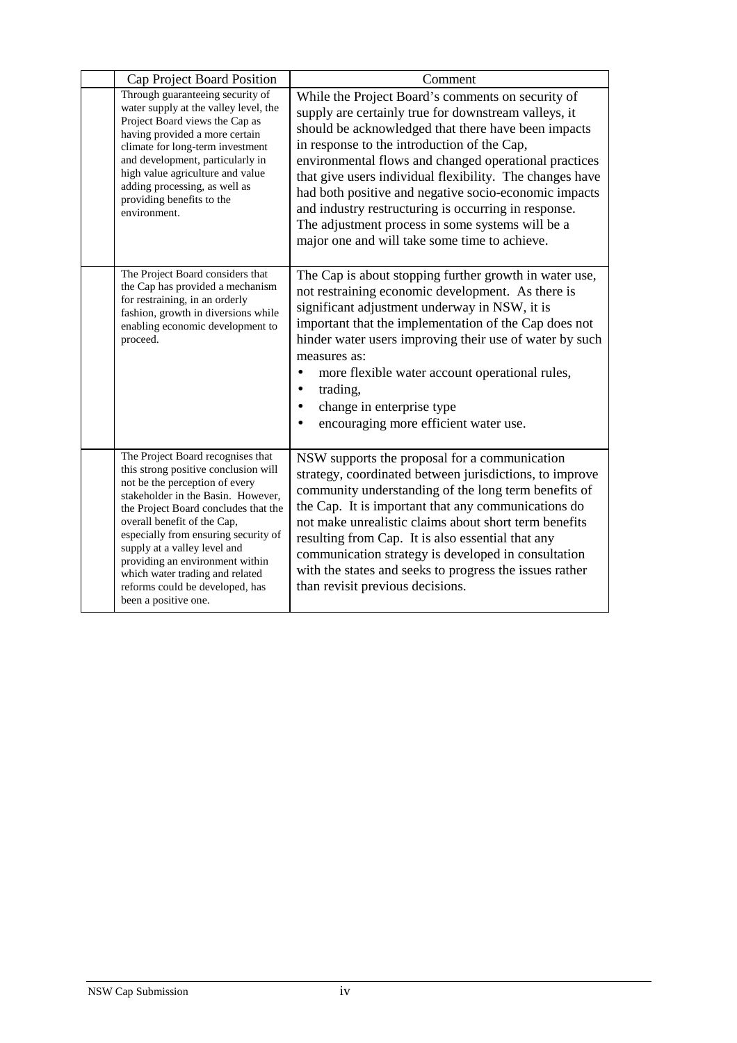| | Cap Project Board Position | Comment |
|---|---|---|
| | Through guaranteeing security of water supply at the valley level, the Project Board views the Cap as having provided a more certain climate for long-term investment and development, particularly in high value agriculture and value adding processing, as well as providing benefits to the environment. | While the Project Board's comments on security of supply are certainly true for downstream valleys, it should be acknowledged that there have been impacts in response to the introduction of the Cap, environmental flows and changed operational practices that give users individual flexibility. The changes have had both positive and negative socio-economic impacts and industry restructuring is occurring in response. The adjustment process in some systems will be a major one and will take some time to achieve. |
| | The Project Board considers that the Cap has provided a mechanism for restraining, in an orderly fashion, growth in diversions while enabling economic development to proceed. | The Cap is about stopping further growth in water use, not restraining economic development. As there is significant adjustment underway in NSW, it is important that the implementation of the Cap does not hinder water users improving their use of water by such measures as:<br>• more flexible water account operational rules,<br>• trading,<br>• change in enterprise type<br>• encouraging more efficient water use. |
| | The Project Board recognises that this strong positive conclusion will not be the perception of every stakeholder in the Basin. However, the Project Board concludes that the overall benefit of the Cap, especially from ensuring security of supply at a valley level and providing an environment within which water trading and related reforms could be developed, has been a positive one. | NSW supports the proposal for a communication strategy, coordinated between jurisdictions, to improve community understanding of the long term benefits of the Cap. It is important that any communications do not make unrealistic claims about short term benefits resulting from Cap. It is also essential that any communication strategy is developed in consultation with the states and seeks to progress the issues rather than revisit previous decisions. |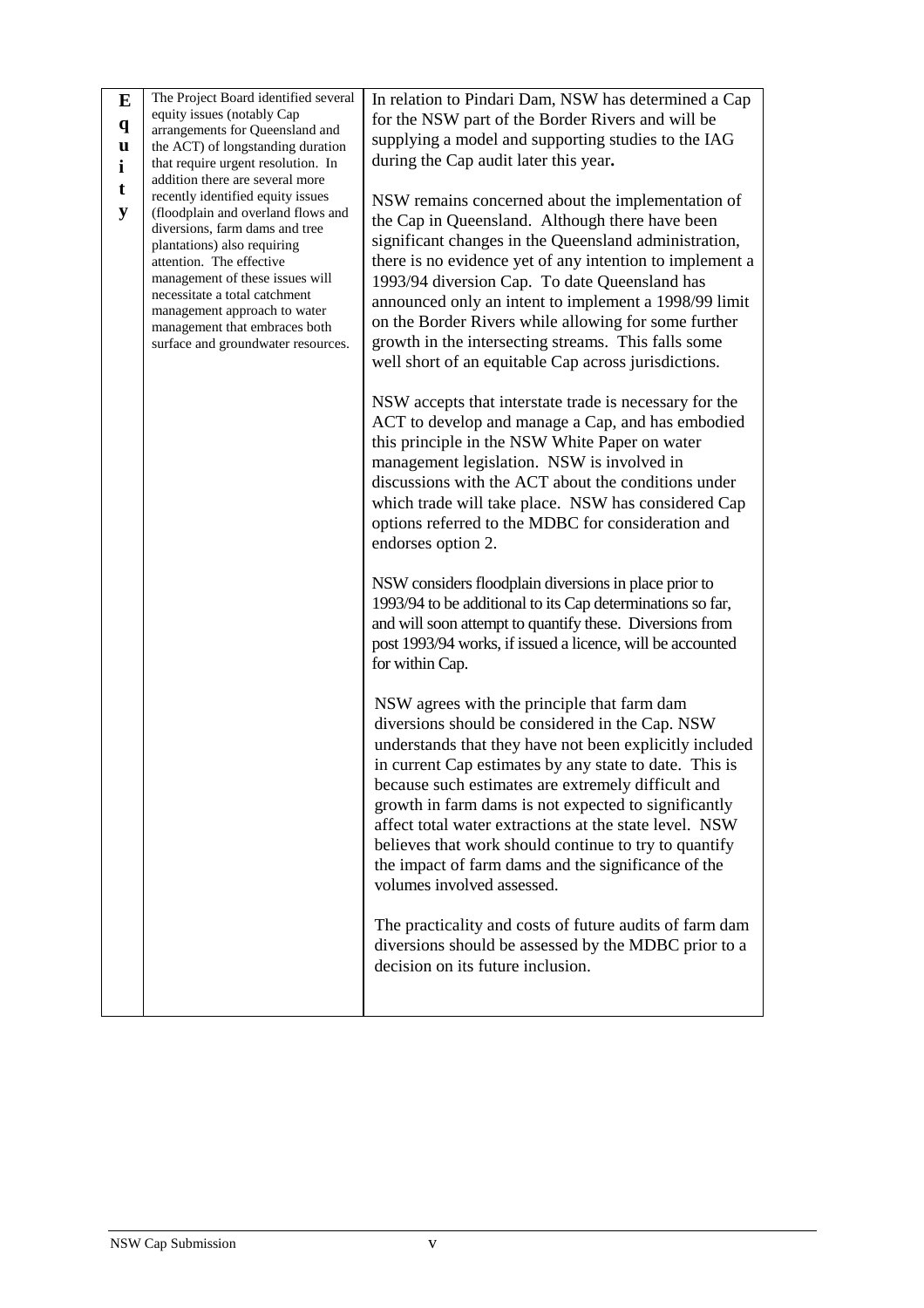| Equity | The Project Board identified several equity issues (notably Cap arrangements for Queensland and the ACT) of longstanding duration that require urgent resolution. In addition there are several more recently identified equity issues (floodplain and overland flows and diversions, farm dams and tree plantations) also requiring attention. The effective management of these issues will necessitate a total catchment management approach to water management that embraces both surface and groundwater resources. | In relation to Pindari Dam, NSW has determined a Cap for the NSW part of the Border Rivers and will be supplying a model and supporting studies to the IAG during the Cap audit later this year.<br><br>NSW remains concerned about the implementation of the Cap in Queensland. Although there have been significant changes in the Queensland administration, there is no evidence yet of any intention to implement a 1993/94 diversion Cap. To date Queensland has announced only an intent to implement a 1998/99 limit on the Border Rivers while allowing for some further growth in the intersecting streams. This falls some well short of an equitable Cap across jurisdictions.<br><br>NSW accepts that interstate trade is necessary for the ACT to develop and manage a Cap, and has embodied this principle in the NSW White Paper on water management legislation. NSW is involved in discussions with the ACT about the conditions under which trade will take place. NSW has considered Cap options referred to the MDBC for consideration and endorses option 2.<br><br>NSW considers floodplain diversions in place prior to 1993/94 to be additional to its Cap determinations so far, and will soon attempt to quantify these. Diversions from post 1993/94 works, if issued a licence, will be accounted for within Cap.<br><br>NSW agrees with the principle that farm dam diversions should be considered in the Cap. NSW understands that they have not been explicitly included in current Cap estimates by any state to date. This is because such estimates are extremely difficult and growth in farm dams is not expected to significantly affect total water extractions at the state level. NSW believes that work should continue to try to quantify the impact of farm dams and the significance of the volumes involved assessed.<br><br>The practicality and costs of future audits of farm dam diversions should be assessed by the MDBC prior to a decision on its future inclusion. |
|---|---|---|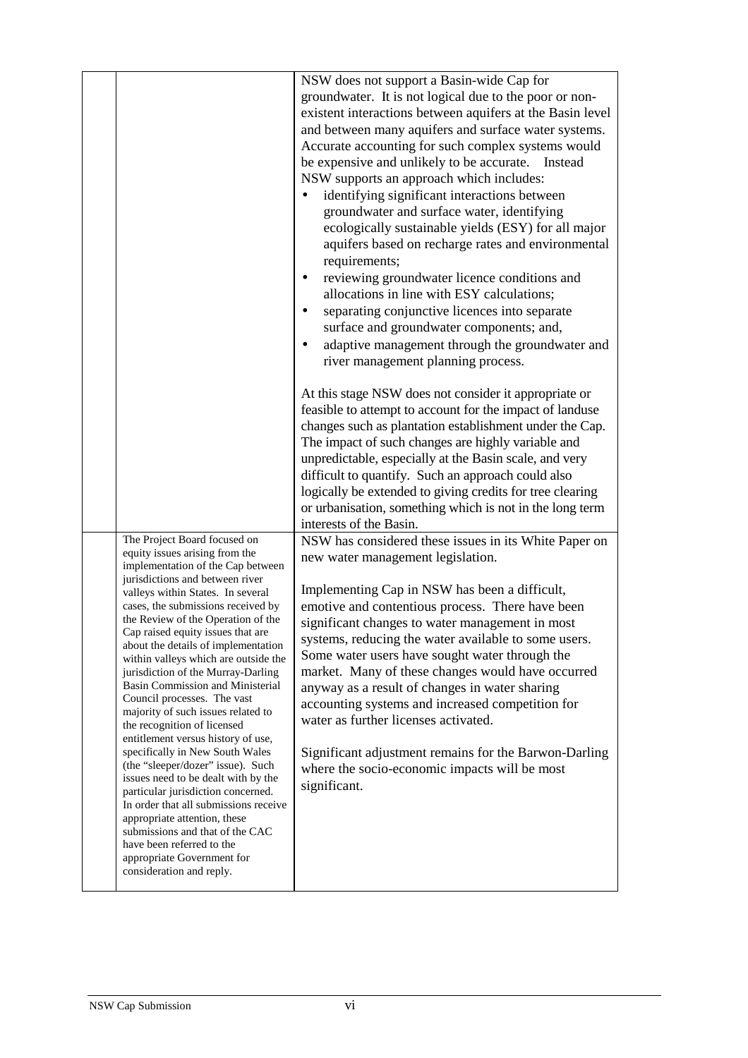| | | |
|---|---|---|
| | | NSW does not support a Basin-wide Cap for groundwater. It is not logical due to the poor or non-existent interactions between aquifers at the Basin level and between many aquifers and surface water systems. Accurate accounting for such complex systems would be expensive and unlikely to be accurate. Instead NSW supports an approach which includes:<br>• identifying significant interactions between groundwater and surface water, identifying ecologically sustainable yields (ESY) for all major aquifers based on recharge rates and environmental requirements;<br>• reviewing groundwater licence conditions and allocations in line with ESY calculations;<br>• separating conjunctive licences into separate surface and groundwater components; and,<br>• adaptive management through the groundwater and river management planning process.<br><br>At this stage NSW does not consider it appropriate or feasible to attempt to account for the impact of landuse changes such as plantation establishment under the Cap. The impact of such changes are highly variable and unpredictable, especially at the Basin scale, and very difficult to quantify. Such an approach could also logically be extended to giving credits for tree clearing or urbanisation, something which is not in the long term interests of the Basin. |
| | The Project Board focused on equity issues arising from the implementation of the Cap between jurisdictions and between river valleys within States. In several cases, the submissions received by the Review of the Operation of the Cap raised equity issues that are about the details of implementation within valleys which are outside the jurisdiction of the Murray-Darling Basin Commission and Ministerial Council processes. The vast majority of such issues related to the recognition of licensed entitlement versus history of use, specifically in New South Wales (the "sleeper/dozer" issue). Such issues need to be dealt with by the particular jurisdiction concerned. In order that all submissions receive appropriate attention, these submissions and that of the CAC have been referred to the appropriate Government for consideration and reply. | NSW has considered these issues in its White Paper on new water management legislation.<br><br>Implementing Cap in NSW has been a difficult, emotive and contentious process. There have been significant changes to water management in most systems, reducing the water available to some users. Some water users have sought water through the market. Many of these changes would have occurred anyway as a result of changes in water sharing accounting systems and increased competition for water as further licenses activated.<br><br>Significant adjustment remains for the Barwon-Darling where the socio-economic impacts will be most significant. |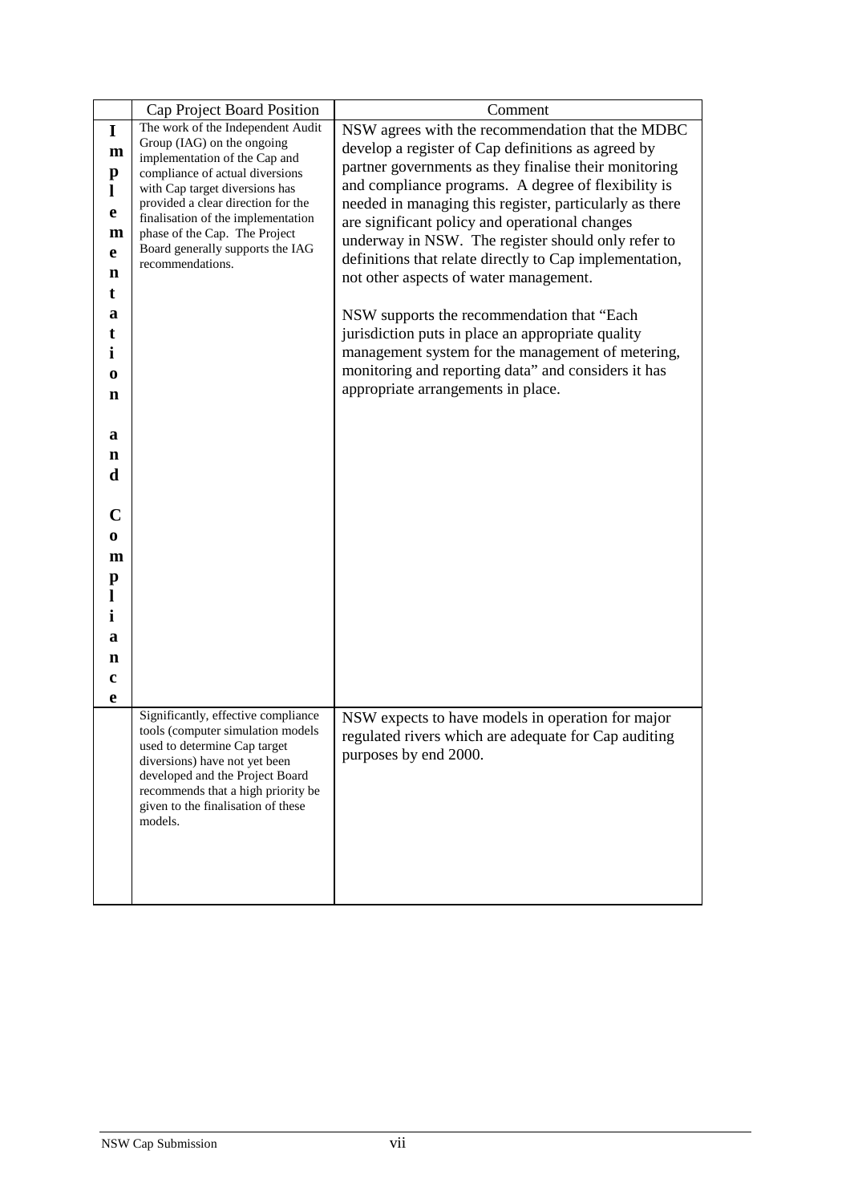| | Cap Project Board Position | Comment |
|---|---|---|
| **Implementation and Compliance** | The work of the Independent Audit Group (IAG) on the ongoing implementation of the Cap and compliance of actual diversions with Cap target diversions has provided a clear direction for the finalisation of the implementation phase of the Cap. The Project Board generally supports the IAG recommendations. | NSW agrees with the recommendation that the MDBC develop a register of Cap definitions as agreed by partner governments as they finalise their monitoring and compliance programs. A degree of flexibility is needed in managing this register, particularly as there are significant policy and operational changes underway in NSW. The register should only refer to definitions that relate directly to Cap implementation, not other aspects of water management.<br><br>NSW supports the recommendation that "Each jurisdiction puts in place an appropriate quality management system for the management of metering, monitoring and reporting data" and considers it has appropriate arrangements in place. |
| | Significantly, effective compliance tools (computer simulation models used to determine Cap target diversions) have not yet been developed and the Project Board recommends that a high priority be given to the finalisation of these models. | NSW expects to have models in operation for major regulated rivers which are adequate for Cap auditing purposes by end 2000. |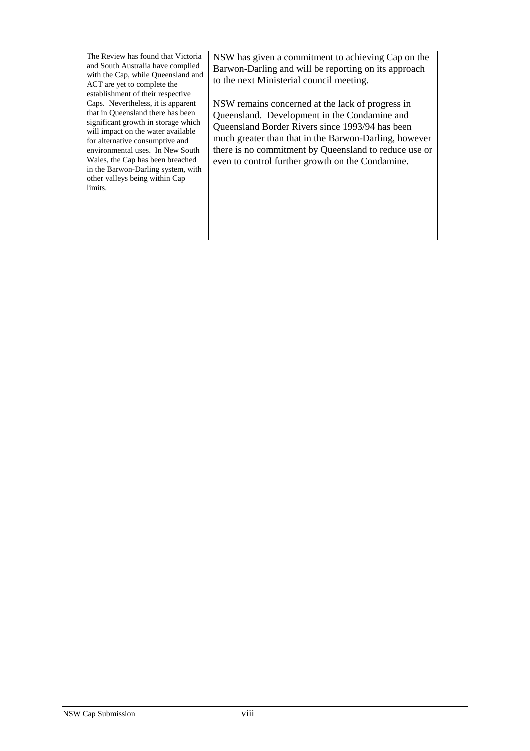|  | The Review has found that Victoria and South Australia have complied with the Cap, while Queensland and ACT are yet to complete the establishment of their respective Caps. Nevertheless, it is apparent that in Queensland there has been significant growth in storage which will impact on the water available for alternative consumptive and environmental uses. In New South Wales, the Cap has been breached in the Barwon-Darling system, with other valleys being within Cap limits. | NSW has given a commitment to achieving Cap on the Barwon-Darling and will be reporting on its approach to the next Ministerial council meeting.<br><br>NSW remains concerned at the lack of progress in Queensland. Development in the Condamine and Queensland Border Rivers since 1993/94 has been much greater than that in the Barwon-Darling, however there is no commitment by Queensland to reduce use or even to control further growth on the Condamine. |
|---|---|---|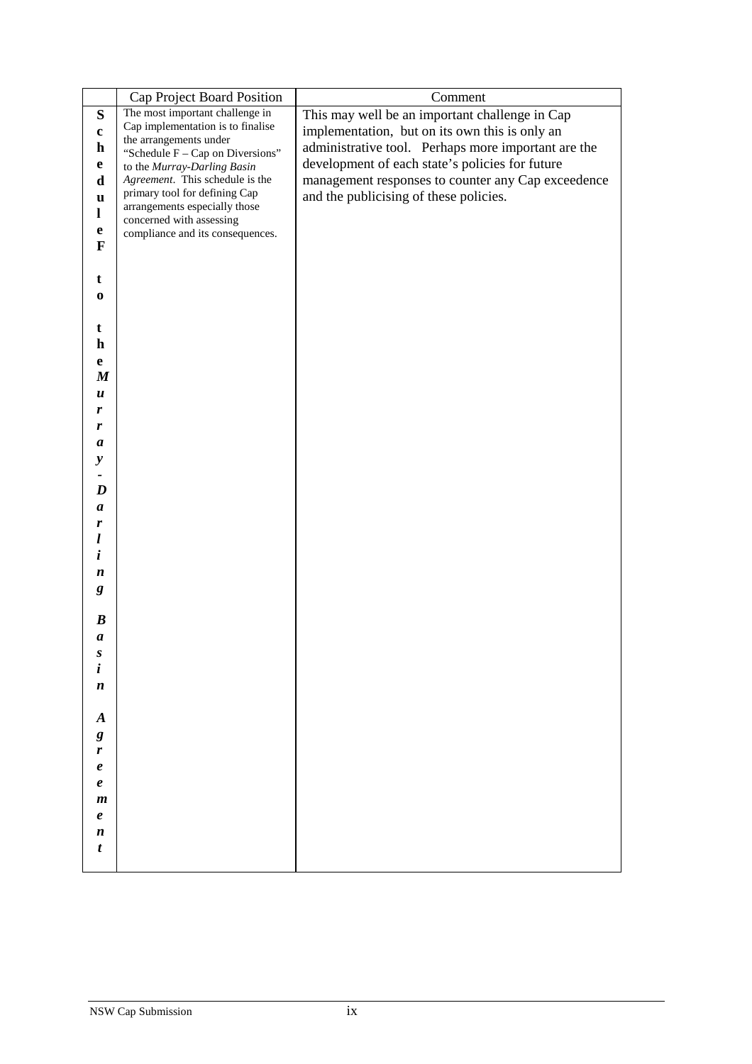| | Cap Project Board Position | Comment |
|---|---|---|
| **Schedule F to the *Murray-Darling Basin Agreement*** | The most important challenge in Cap implementation is to finalise the arrangements under "Schedule F – Cap on Diversions" to the *Murray-Darling Basin Agreement*. This schedule is the primary tool for defining Cap arrangements especially those concerned with assessing compliance and its consequences. | This may well be an important challenge in Cap implementation, but on its own this is only an administrative tool. Perhaps more important are the development of each state's policies for future management responses to counter any Cap exceedence and the publicising of these policies. |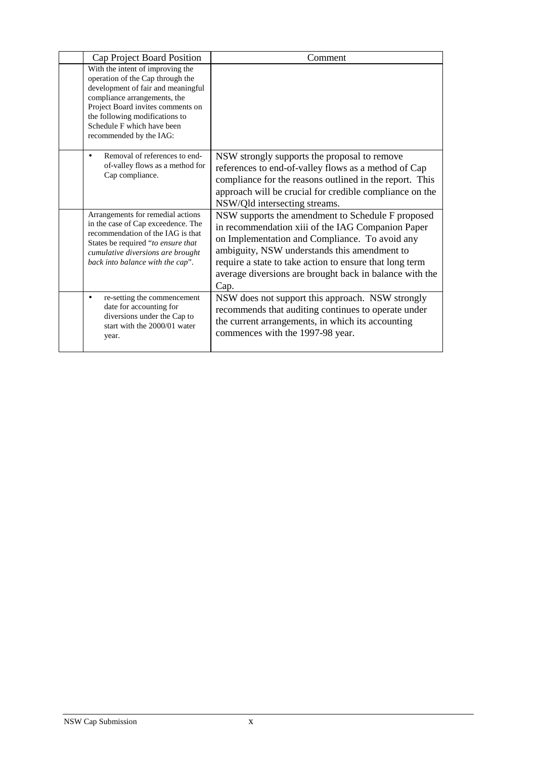| | Cap Project Board Position | Comment |
|---|---|---|
| | With the intent of improving the operation of the Cap through the development of fair and meaningful compliance arrangements, the Project Board invites comments on the following modifications to Schedule F which have been recommended by the IAG: | |
| | • Removal of references to end-of-valley flows as a method for Cap compliance. | NSW strongly supports the proposal to remove references to end-of-valley flows as a method of Cap compliance for the reasons outlined in the report. This approach will be crucial for credible compliance on the NSW/Qld intersecting streams. |
| | Arrangements for remedial actions in the case of Cap exceedence. The recommendation of the IAG is that States be required "*to ensure that cumulative diversions are brought back into balance with the cap*". | NSW supports the amendment to Schedule F proposed in recommendation xiii of the IAG Companion Paper on Implementation and Compliance. To avoid any ambiguity, NSW understands this amendment to require a state to take action to ensure that long term average diversions are brought back in balance with the Cap. |
| | • re-setting the commencement date for accounting for diversions under the Cap to start with the 2000/01 water year. | NSW does not support this approach. NSW strongly recommends that auditing continues to operate under the current arrangements, in which its accounting commences with the 1997-98 year. |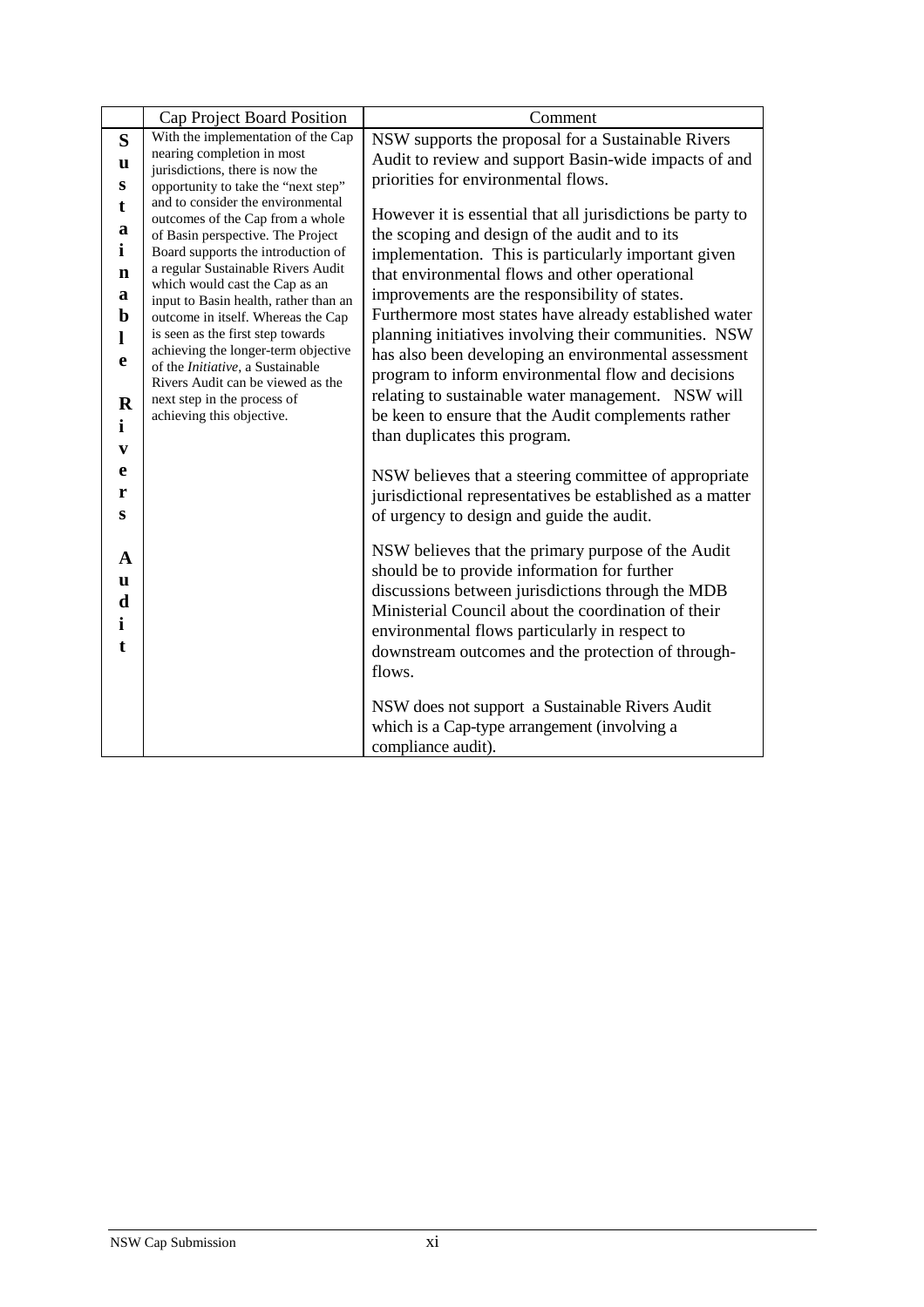| | Cap Project Board Position | Comment |
|---|---|---|
| **Sustainable Rivers Audit** | With the implementation of the Cap nearing completion in most jurisdictions, there is now the opportunity to take the "next step" and to consider the environmental outcomes of the Cap from a whole of Basin perspective. The Project Board supports the introduction of a regular Sustainable Rivers Audit which would cast the Cap as an input to Basin health, rather than an outcome in itself. Whereas the Cap is seen as the first step towards achieving the longer-term objective of the *Initiative*, a Sustainable Rivers Audit can be viewed as the next step in the process of achieving this objective. | NSW supports the proposal for a Sustainable Rivers Audit to review and support Basin-wide impacts of and priorities for environmental flows.<br><br>However it is essential that all jurisdictions be party to the scoping and design of the audit and to its implementation. This is particularly important given that environmental flows and other operational improvements are the responsibility of states. Furthermore most states have already established water planning initiatives involving their communities. NSW has also been developing an environmental assessment program to inform environmental flow and decisions relating to sustainable water management. NSW will be keen to ensure that the Audit complements rather than duplicates this program.<br><br>NSW believes that a steering committee of appropriate jurisdictional representatives be established as a matter of urgency to design and guide the audit.<br><br>NSW believes that the primary purpose of the Audit should be to provide information for further discussions between jurisdictions through the MDB Ministerial Council about the coordination of their environmental flows particularly in respect to downstream outcomes and the protection of through-flows.<br><br>NSW does not support a Sustainable Rivers Audit which is a Cap-type arrangement (involving a compliance audit). |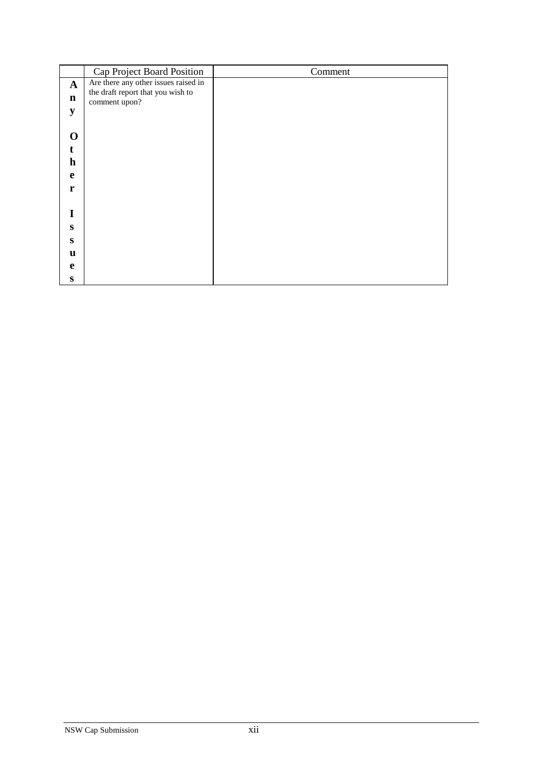| | Cap Project Board Position | Comment |
|---|---|---|
| **Any Other Issues** | Are there any other issues raised in the draft report that you wish to comment upon? | |